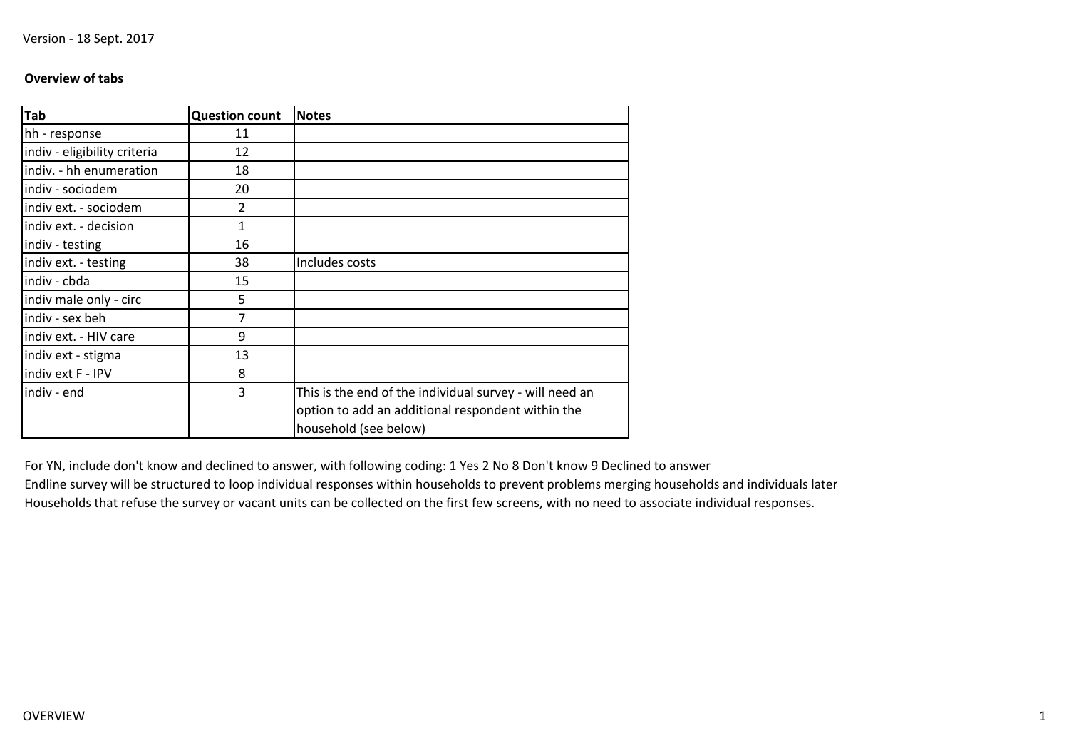Version - 18 Sept. 2017

**Overview of tabs**

| Tab | Question count | Notes |
|---|---|---|
| hh - response | 11 | |
| indiv - eligibility criteria | 12 | |
| indiv. - hh enumeration | 18 | |
| indiv - sociodem | 20 | |
| indiv ext. - sociodem | 2 | |
| indiv ext. - decision | 1 | |
| indiv - testing | 16 | |
| indiv ext. - testing | 38 | Includes costs |
| indiv - cbda | 15 | |
| indiv male only - circ | 5 | |
| indiv - sex beh | 7 | |
| indiv ext. - HIV care | 9 | |
| indiv ext - stigma | 13 | |
| indiv ext F - IPV | 8 | |
| indiv - end | 3 | This is the end of the individual survey - will need an option to add an additional respondent within the household (see below) |

For YN, include don't know and declined to answer, with following coding: 1 Yes 2 No 8 Don't know 9 Declined to answer

Endline survey will be structured to loop individual responses within households to prevent problems merging households and individuals later

Households that refuse the survey or vacant units can be collected on the first few screens, with no need to associate individual responses.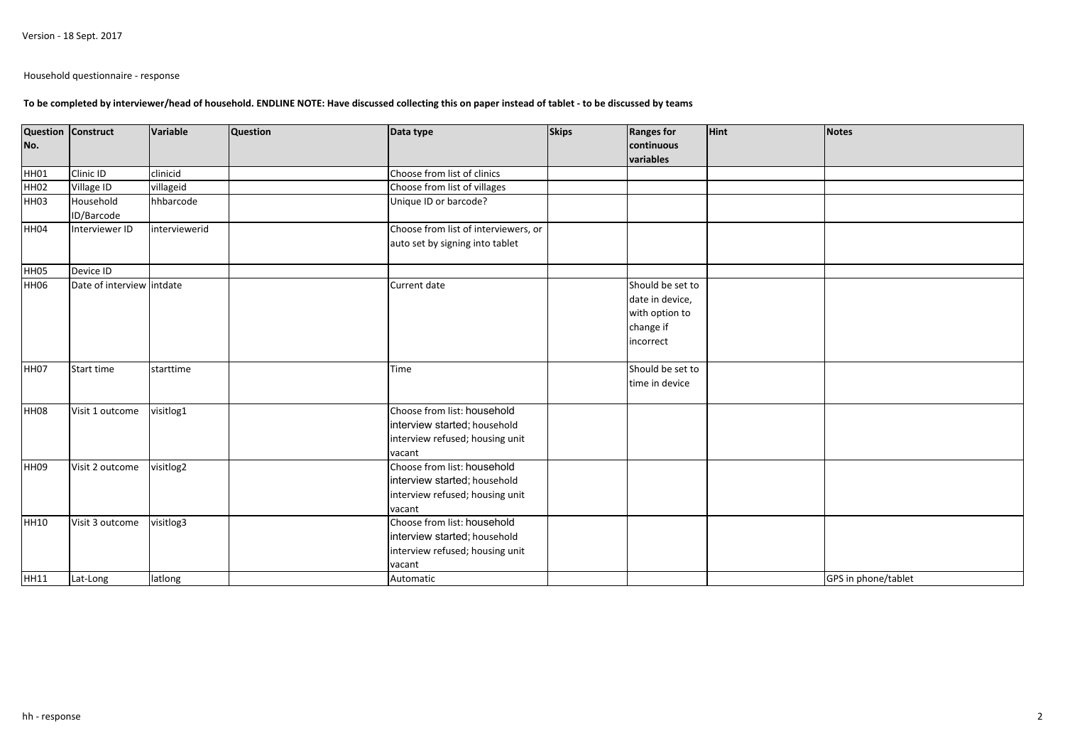Version - 18 Sept. 2017

Household questionnaire - response

**To be completed by interviewer/head of household. ENDLINE NOTE: Have discussed collecting this on paper instead of tablet - to be discussed by teams**

| Question No. | Construct | Variable | Question | Data type | Skips | Ranges for continuous variables | Hint | Notes |
|---|---|---|---|---|---|---|---|---|
| HH01 | Clinic ID | clinicid | | Choose from list of clinics | | | | |
| HH02 | Village ID | villageid | | Choose from list of villages | | | | |
| HH03 | Household ID/Barcode | hhbarcode | | Unique ID or barcode? | | | | |
| HH04 | Interviewer ID | interviewerid | | Choose from list of interviewers, or auto set by signing into tablet | | | | |
| HH05 | Device ID | | | | | | | |
| HH06 | Date of interview | intdate | | Current date | | Should be set to date in device, with option to change if incorrect | | |
| HH07 | Start time | starttime | | Time | | Should be set to time in device | | |
| HH08 | Visit 1 outcome | visitlog1 | | Choose from list: household interview started; household interview refused; housing unit vacant | | | | |
| HH09 | Visit 2 outcome | visitlog2 | | Choose from list: household interview started; household interview refused; housing unit vacant | | | | |
| HH10 | Visit 3 outcome | visitlog3 | | Choose from list: household interview started; household interview refused; housing unit vacant | | | | |
| HH11 | Lat-Long | latlong | | Automatic | | | | GPS in phone/tablet |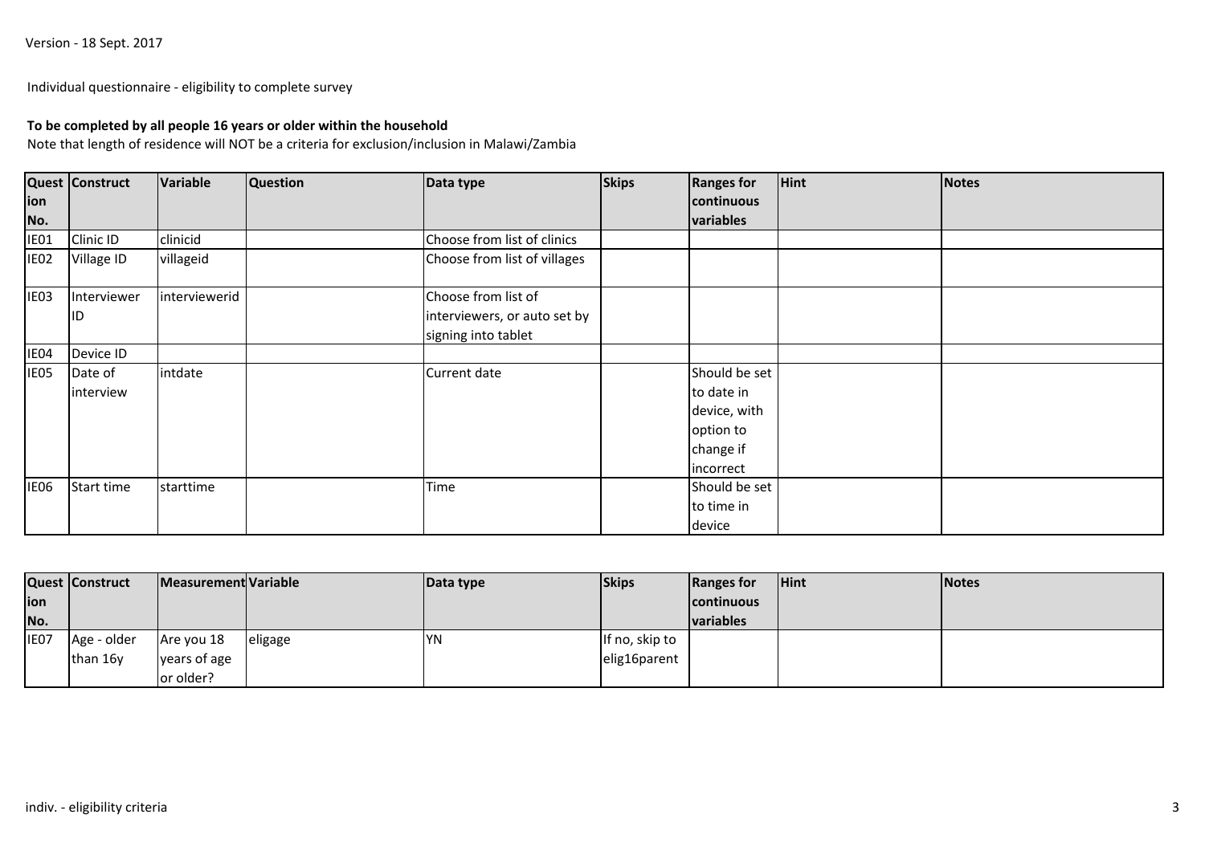Version - 18 Sept. 2017

Individual questionnaire - eligibility to complete survey

**To be completed by all people 16 years or older within the household**

Note that length of residence will NOT be a criteria for exclusion/inclusion in Malawi/Zambia

| Question No. | Construct | Variable | Question | Data type | Skips | Ranges for continuous variables | Hint | Notes |
|---|---|---|---|---|---|---|---|---|
| IE01 | Clinic ID | clinicid | | Choose from list of clinics | | | | |
| IE02 | Village ID | villageid | | Choose from list of villages | | | | |
| IE03 | Interviewer ID | interviewerid | | Choose from list of interviewers, or auto set by signing into tablet | | | | |
| IE04 | Device ID | | | | | | | |
| IE05 | Date of interview | intdate | | Current date | | Should be set to date in device, with option to change if incorrect | | |
| IE06 | Start time | starttime | | Time | | Should be set to time in device | | |

| Question No. | Construct | Measurement | Variable | Data type | Skips | Ranges for continuous variables | Hint | Notes |
|---|---|---|---|---|---|---|---|---|
| IE07 | Age - older than 16y | Are you 18 years of age or older? | eligage | YN | If no, skip to elig16parent | | | |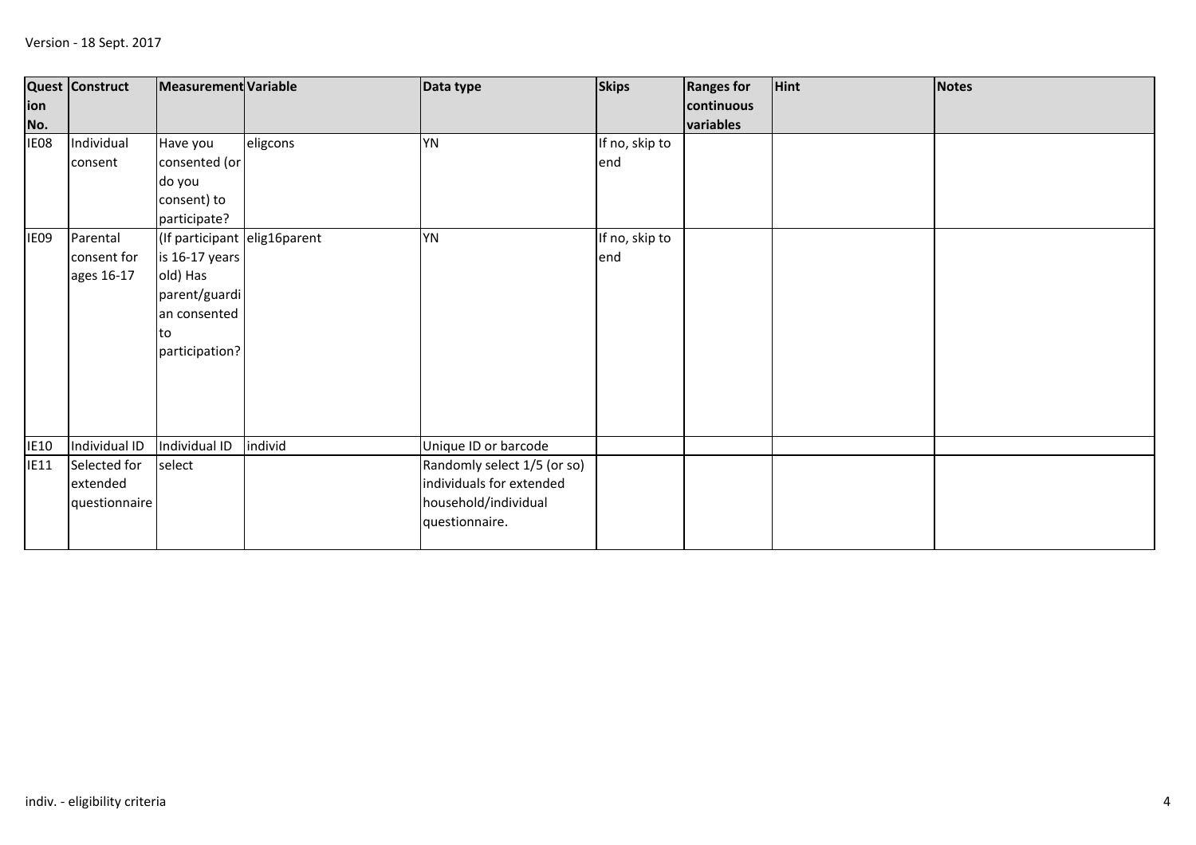Version - 18 Sept. 2017

| Question No. | Construct | Measurement | Variable | Data type | Skips | Ranges for continuous variables | Hint | Notes |
|---|---|---|---|---|---|---|---|---|
| IE08 | Individual consent | Have you consented (or do you consent) to participate? | eligcons | YN | If no, skip to end | | | |
| IE09 | Parental consent for ages 16-17 | (If participant is 16-17 years old) Has parent/guardian consented to participation? | elig16parent | YN | If no, skip to end | | | |
| IE10 | Individual ID | Individual ID | individ | Unique ID or barcode | | | | |
| IE11 | Selected for extended questionnaire | select | | Randomly select 1/5 (or so) individuals for extended household/individual questionnaire. | | | | |

indiv. - eligibility criteria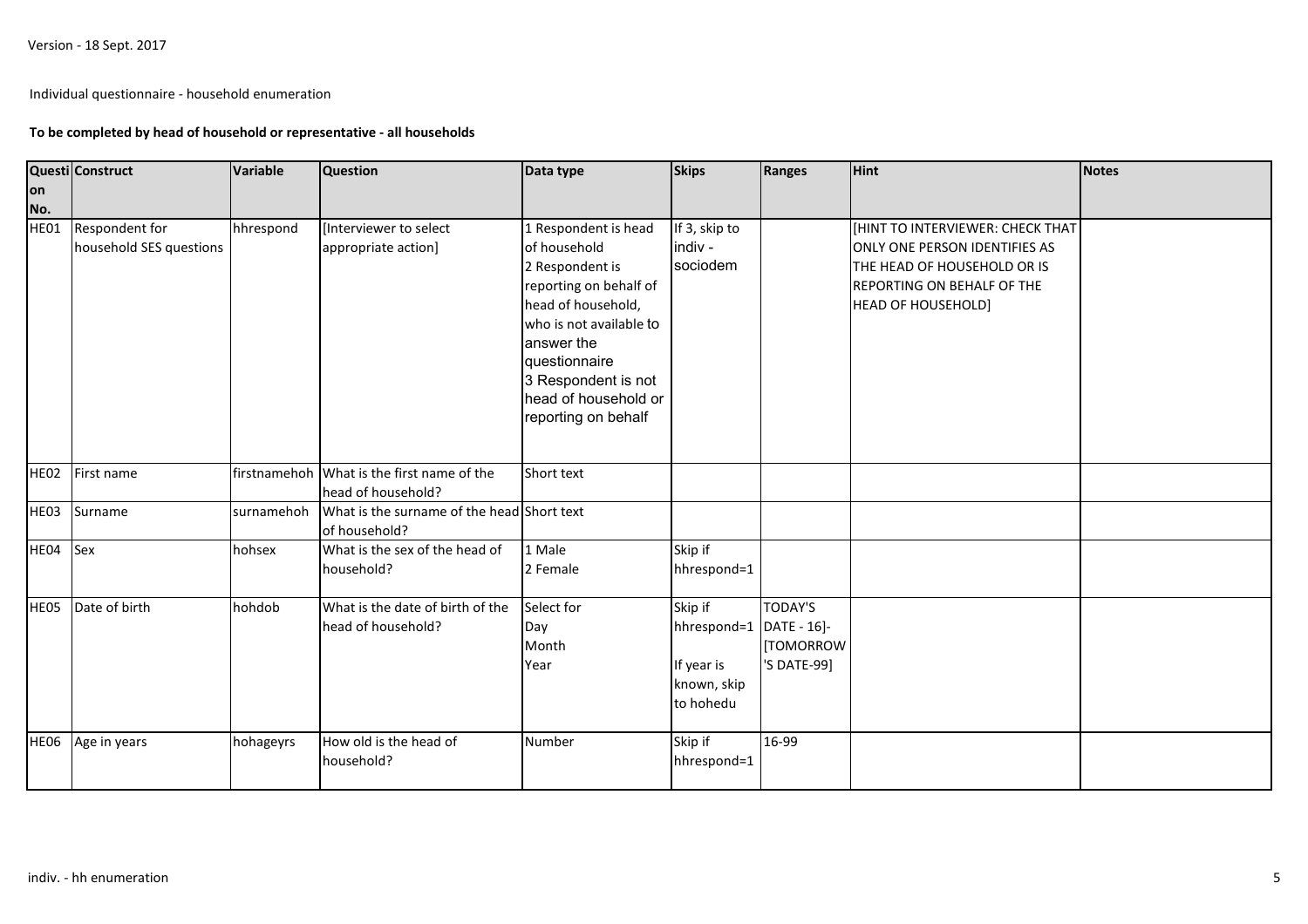Version - 18 Sept. 2017

Individual questionnaire - household enumeration

**To be completed by head of household or representative - all households**

| Question No. | Construct | Variable | Question | Data type | Skips | Ranges | Hint | Notes |
|---|---|---|---|---|---|---|---|---|
| HE01 | Respondent for household SES questions | hhrespond | [Interviewer to select appropriate action] | 1 Respondent is head of household<br>2 Respondent is reporting on behalf of head of household, who is not available to answer the questionnaire<br>3 Respondent is not head of household or reporting on behalf | If 3, skip to indiv - sociodem | | [HINT TO INTERVIEWER: CHECK THAT ONLY ONE PERSON IDENTIFIES AS THE HEAD OF HOUSEHOLD OR IS REPORTING ON BEHALF OF THE HEAD OF HOUSEHOLD] | |
| HE02 | First name | firstnamehoh | What is the first name of the head of household? | Short text | | | | |
| HE03 | Surname | surnamehoh | What is the surname of the head of household? | Short text | | | | |
| HE04 | Sex | hohsex | What is the sex of the head of household? | 1 Male<br>2 Female | Skip if hhrespond=1 | | | |
| HE05 | Date of birth | hohdob | What is the date of birth of the head of household? | Select for<br>Day<br>Month<br>Year | Skip if hhrespond=1<br><br>If year is known, skip to hohedu | TODAY'S DATE - 16]-[TOMORROW'S DATE-99] | | |
| HE06 | Age in years | hohageyrs | How old is the head of household? | Number | Skip if hhrespond=1 | 16-99 | | |

indiv. - hh enumeration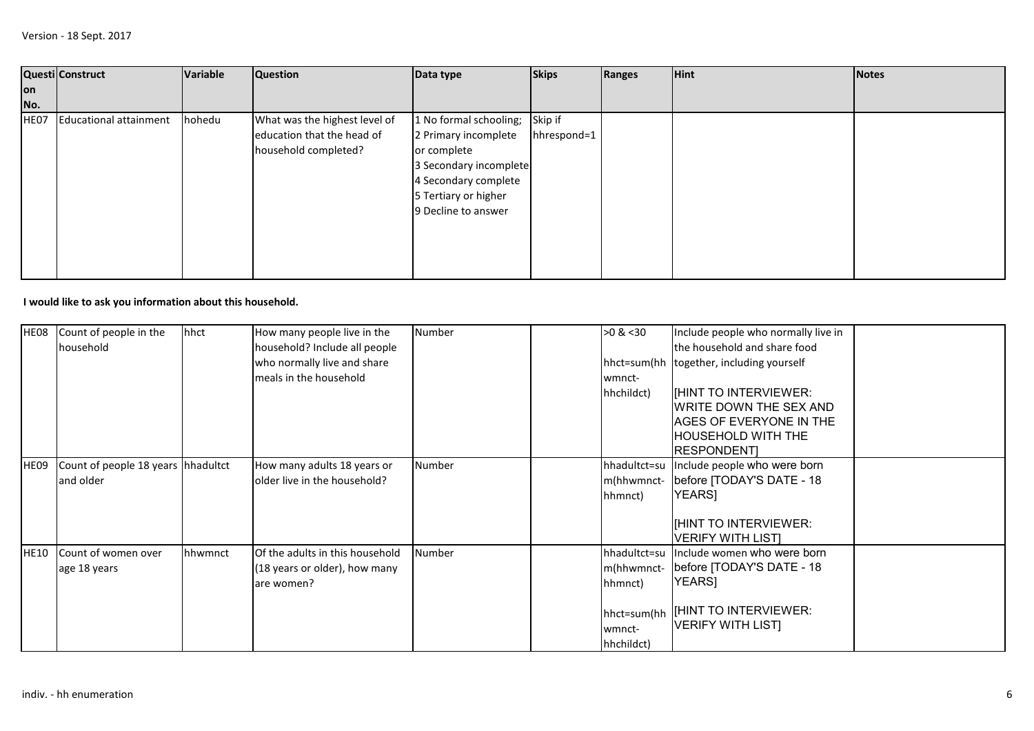| Question No. | Construct | Variable | Question | Data type | Skips | Ranges | Hint | Notes |
|---|---|---|---|---|---|---|---|---|
| HE07 | Educational attainment | hohedu | What was the highest level of education that the head of household completed? | 1 No formal schooling;<br>2 Primary incomplete or complete<br>3 Secondary incomplete<br>4 Secondary complete<br>5 Tertiary or higher<br>9 Decline to answer | Skip if hhrespond=1 | | | |

**I would like to ask you information about this household.**

| Question No. | Construct | Variable | Question | Data type | Skips | Ranges | Hint | Notes |
|---|---|---|---|---|---|---|---|---|
| HE08 | Count of people in the household | hhct | How many people live in the household? Include all people who normally live and share meals in the household | Number | | >0 & <30<br><br>hhct=sum(hhwmnct-hhchildct) | Include people who normally live in the household and share food together, including yourself<br><br>[HINT TO INTERVIEWER: WRITE DOWN THE SEX AND AGES OF EVERYONE IN THE HOUSEHOLD WITH THE RESPONDENT] | |
| HE09 | Count of people 18 years and older | hhadultct | How many adults 18 years or older live in the household? | Number | | hhadultct=sum(hhwmnct-hhmnct) | Include people who were born before [TODAY'S DATE - 18 YEARS]<br><br>[HINT TO INTERVIEWER: VERIFY WITH LIST] | |
| HE10 | Count of women over age 18 years | hhwmnct | Of the adults in this household (18 years or older), how many are women? | Number | | hhadultct=sum(hhwmnct-hhmnct)<br><br>hhct=sum(hhwmnct-hhchildct) | Include women who were born before [TODAY'S DATE - 18 YEARS]<br><br>[HINT TO INTERVIEWER: VERIFY WITH LIST] | |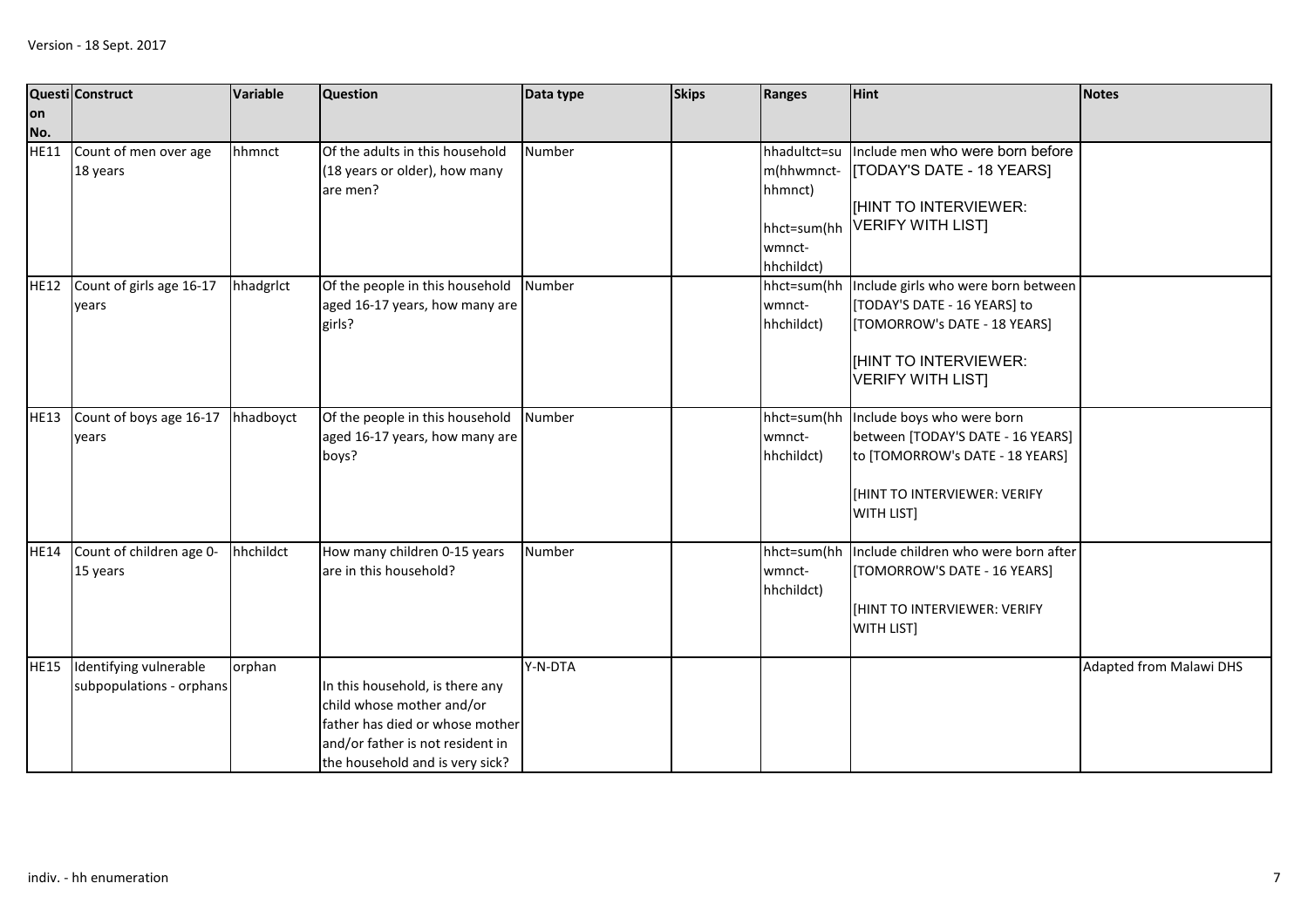| Question No. | Construct | Variable | Question | Data type | Skips | Ranges | Hint | Notes |
|---|---|---|---|---|---|---|---|---|
| HE11 | Count of men over age 18 years | hhmnct | Of the adults in this household (18 years or older), how many are men? | Number | | hhadultct=sum(hhwmnct-hhmnct) hhct=sum(hhwmnct-hhchildct) | Include men who were born before [TODAY'S DATE - 18 YEARS] [HINT TO INTERVIEWER: VERIFY WITH LIST] | |
| HE12 | Count of girls age 16-17 years | hhadgrlct | Of the people in this household aged 16-17 years, how many are girls? | Number | | hhct=sum(hhwmnct-hhchildct) | Include girls who were born between [TODAY'S DATE - 16 YEARS] to [TOMORROW's DATE - 18 YEARS] [HINT TO INTERVIEWER: VERIFY WITH LIST] | |
| HE13 | Count of boys age 16-17 years | hhadboyct | Of the people in this household aged 16-17 years, how many are boys? | Number | | hhct=sum(hhwmnct-hhchildct) | Include boys who were born between [TODAY'S DATE - 16 YEARS] to [TOMORROW's DATE - 18 YEARS] [HINT TO INTERVIEWER: VERIFY WITH LIST] | |
| HE14 | Count of children age 0-15 years | hhchildct | How many children 0-15 years are in this household? | Number | | hhct=sum(hhwmnct-hhchildct) | Include children who were born after [TOMORROW'S DATE - 16 YEARS] [HINT TO INTERVIEWER: VERIFY WITH LIST] | |
| HE15 | Identifying vulnerable subpopulations - orphans | orphan | In this household, is there any child whose mother and/or father has died or whose mother and/or father is not resident in the household and is very sick? | Y-N-DTA | | | | Adapted from Malawi DHS |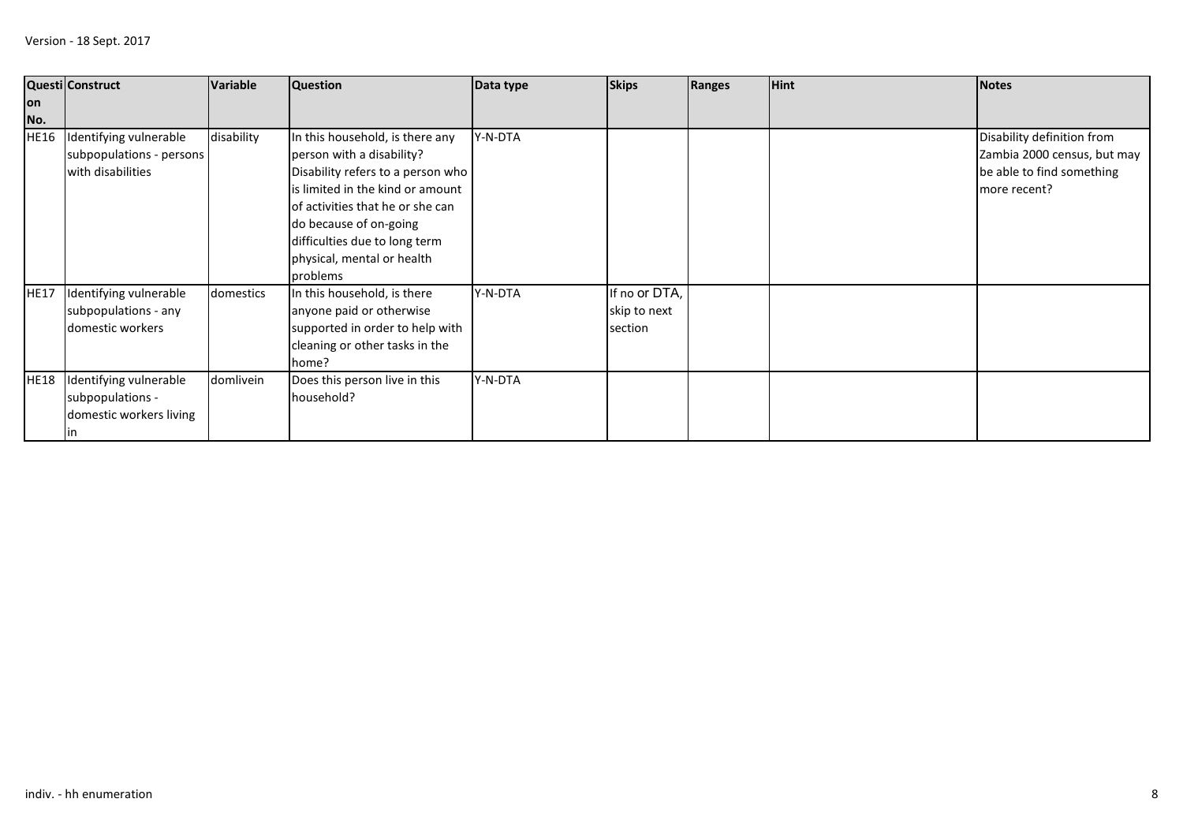| Question No. | Construct | Variable | Question | Data type | Skips | Ranges | Hint | Notes |
|---|---|---|---|---|---|---|---|---|
| HE16 | Identifying vulnerable subpopulations - persons with disabilities | disability | In this household, is there any person with a disability? Disability refers to a person who is limited in the kind or amount of activities that he or she can do because of on-going difficulties due to long term physical, mental or health problems | Y-N-DTA | | | | Disability definition from Zambia 2000 census, but may be able to find something more recent? |
| HE17 | Identifying vulnerable subpopulations - any domestic workers | domestics | In this household, is there anyone paid or otherwise supported in order to help with cleaning or other tasks in the home? | Y-N-DTA | If no or DTA, skip to next section | | | |
| HE18 | Identifying vulnerable subpopulations - domestic workers living in | domlivein | Does this person live in this household? | Y-N-DTA | | | | |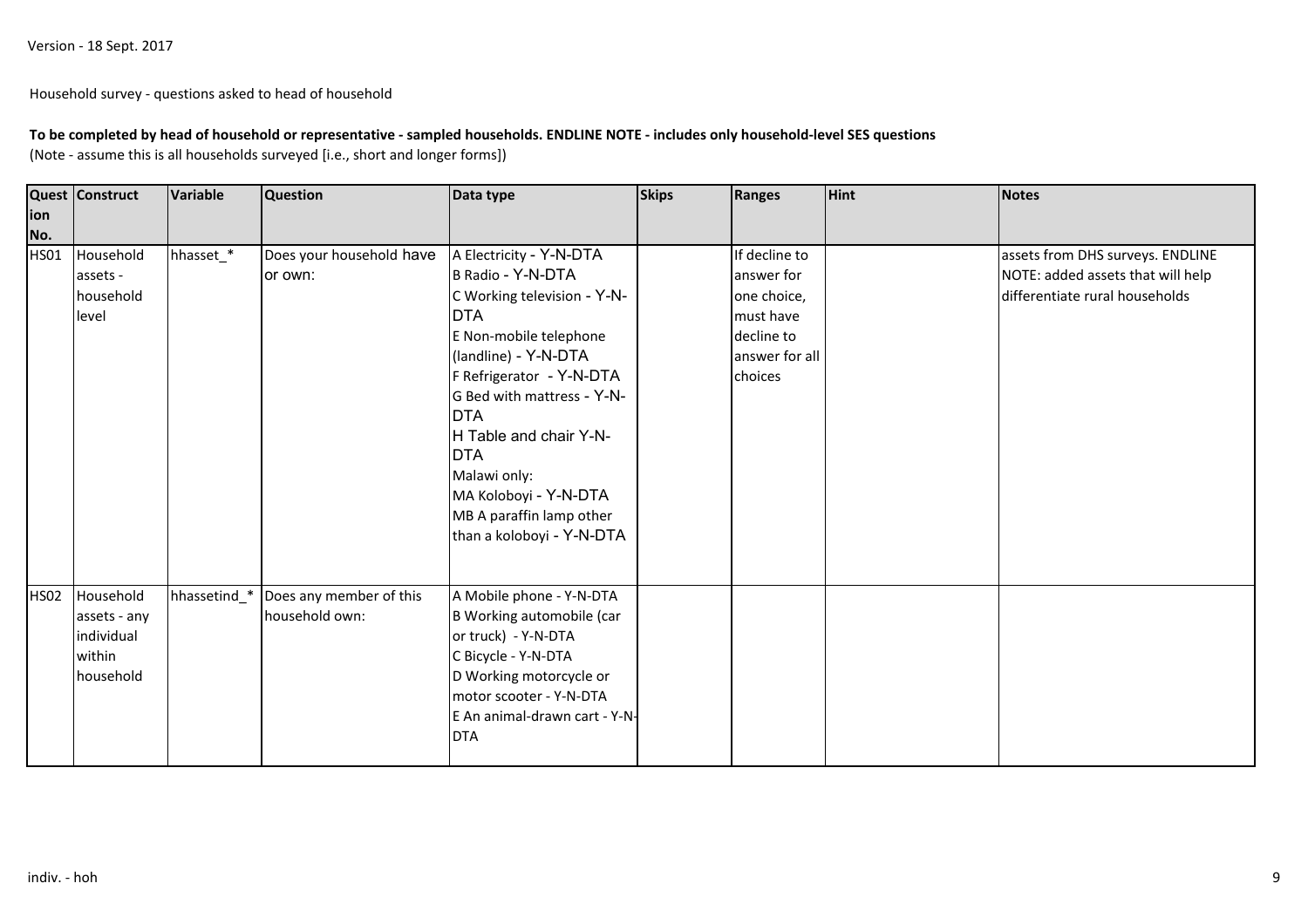Version - 18 Sept. 2017

Household survey - questions asked to head of household

**To be completed by head of household or representative - sampled households. ENDLINE NOTE - includes only household-level SES questions**
(Note - assume this is all households surveyed [i.e., short and longer forms])

| Question No. | Construct | Variable | Question | Data type | Skips | Ranges | Hint | Notes |
|---|---|---|---|---|---|---|---|---|
| HS01 | Household assets - household level | hhasset_* | Does your household have or own: | A Electricity - Y-N-DTA<br>B Radio - Y-N-DTA<br>C Working television - Y-N-DTA<br>E Non-mobile telephone (landline) - Y-N-DTA<br>F Refrigerator - Y-N-DTA<br>G Bed with mattress - Y-N-DTA<br>H Table and chair Y-N-DTA<br>Malawi only:<br>MA Koloboyi - Y-N-DTA<br>MB A paraffin lamp other than a koloboyi - Y-N-DTA | | If decline to answer for one choice, must have decline to answer for all choices | | assets from DHS surveys. ENDLINE NOTE: added assets that will help differentiate rural households |
| HS02 | Household assets - any individual within household | hhassetind_* | Does any member of this household own: | A Mobile phone - Y-N-DTA<br>B Working automobile (car or truck) - Y-N-DTA<br>C Bicycle - Y-N-DTA<br>D Working motorcycle or motor scooter - Y-N-DTA<br>E An animal-drawn cart - Y-N-DTA | | | | |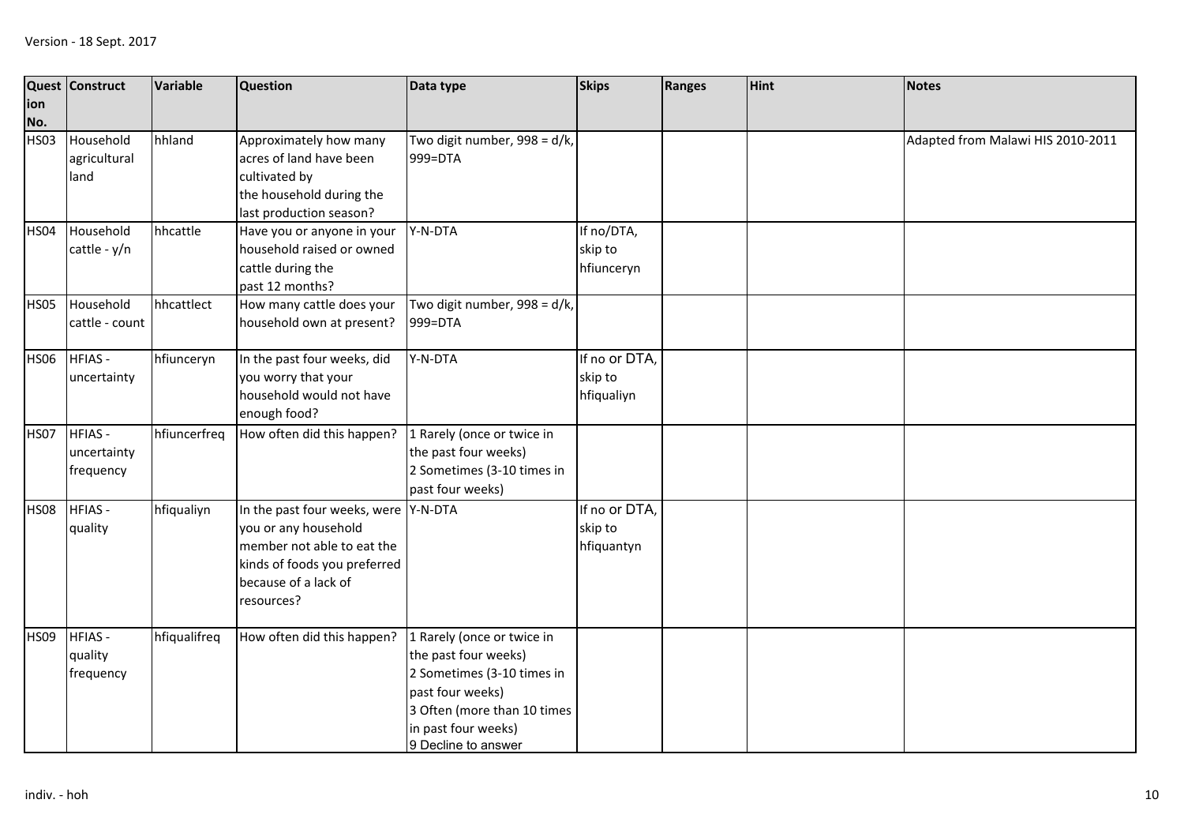| Question No. | Construct | Variable | Question | Data type | Skips | Ranges | Hint | Notes |
|---|---|---|---|---|---|---|---|---|
| HS03 | Household agricultural land | hhland | Approximately how many acres of land have been cultivated by the household during the last production season? | Two digit number, 998 = d/k, 999=DTA | | | | Adapted from Malawi HIS 2010-2011 |
| HS04 | Household cattle - y/n | hhcattle | Have you or anyone in your household raised or owned cattle during the past 12 months? | Y-N-DTA | If no/DTA, skip to hfiunceryn | | | |
| HS05 | Household cattle - count | hhcattlect | How many cattle does your household own at present? | Two digit number, 998 = d/k, 999=DTA | | | | |
| HS06 | HFIAS - uncertainty | hfiunceryn | In the past four weeks, did you worry that your household would not have enough food? | Y-N-DTA | If no or DTA, skip to hfiqualiyn | | | |
| HS07 | HFIAS - uncertainty frequency | hfiuncerfreq | How often did this happen? | 1 Rarely (once or twice in the past four weeks)<br>2 Sometimes (3-10 times in past four weeks) | | | | |
| HS08 | HFIAS - quality | hfiqualiyn | In the past four weeks, were you or any household member not able to eat the kinds of foods you preferred because of a lack of resources? | Y-N-DTA | If no or DTA, skip to hfiquantyn | | | |
| HS09 | HFIAS - quality frequency | hfiqualifreq | How often did this happen? | 1 Rarely (once or twice in the past four weeks)<br>2 Sometimes (3-10 times in past four weeks)<br>3 Often (more than 10 times in past four weeks)<br>9 Decline to answer | | | | |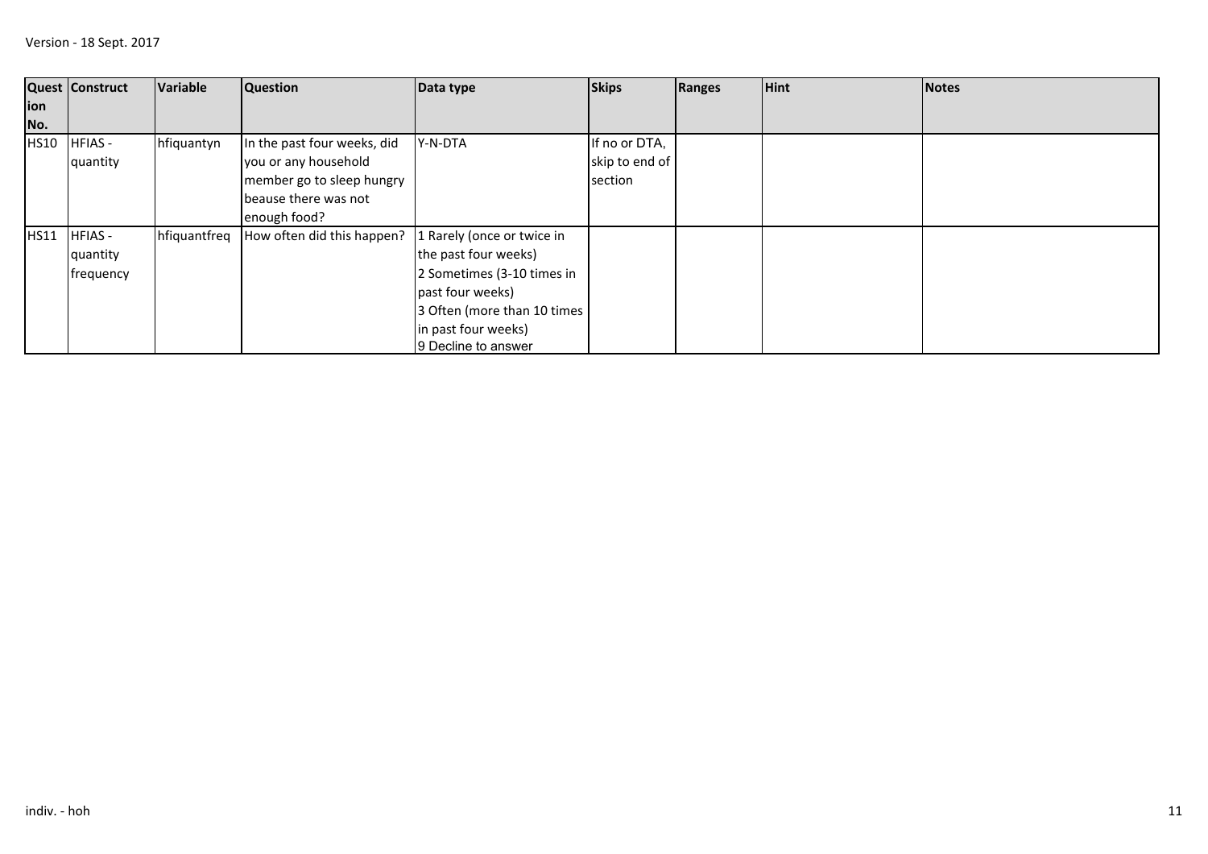| Question No. | Construct | Variable | Question | Data type | Skips | Ranges | Hint | Notes |
|---|---|---|---|---|---|---|---|---|
| HS10 | HFIAS - quantity | hfiquantyn | In the past four weeks, did you or any household member go to sleep hungry beause there was not enough food? | Y-N-DTA | If no or DTA, skip to end of section | | | |
| HS11 | HFIAS - quantity frequency | hfiquantfreq | How often did this happen? | 1 Rarely (once or twice in the past four weeks)<br>2 Sometimes (3-10 times in past four weeks)<br>3 Often (more than 10 times in past four weeks)<br>9 Decline to answer | | | | |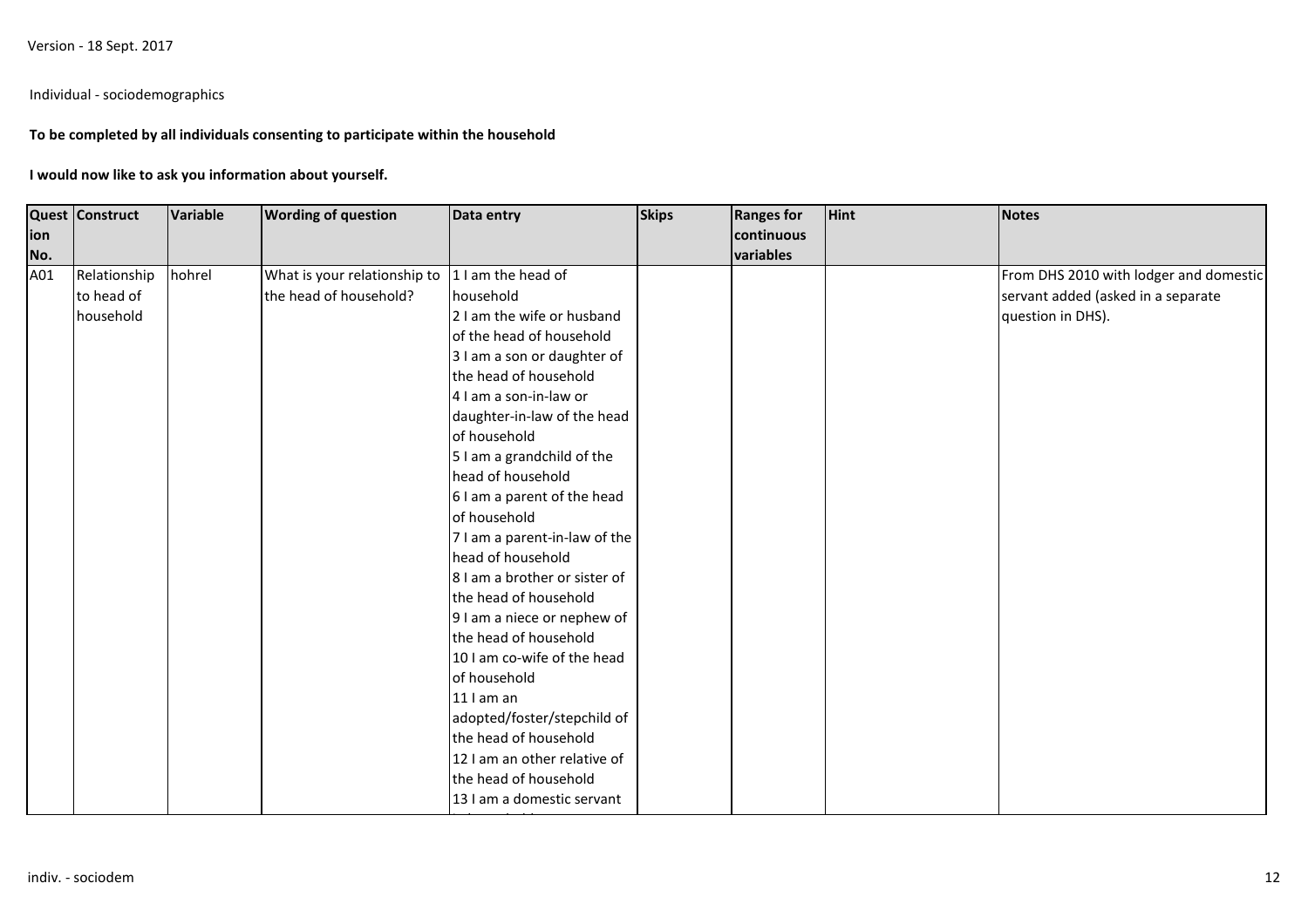Version - 18 Sept. 2017

Individual - sociodemographics

**To be completed by all individuals consenting to participate within the household**

**I would now like to ask you information about yourself.**

| Question No. | Construct | Variable | Wording of question | Data entry | Skips | Ranges for continuous variables | Hint | Notes |
|---|---|---|---|---|---|---|---|---|
| A01 | Relationship to head of household | hohrel | What is your relationship to the head of household? | 1 I am the head of household<br>2 I am the wife or husband of the head of household<br>3 I am a son or daughter of the head of household<br>4 I am a son-in-law or daughter-in-law of the head of household<br>5 I am a grandchild of the head of household<br>6 I am a parent of the head of household<br>7 I am a parent-in-law of the head of household<br>8 I am a brother or sister of the head of household<br>9 I am a niece or nephew of the head of household<br>10 I am co-wife of the head of household<br>11 I am an adopted/foster/stepchild of the head of household<br>12 I am an other relative of the head of household<br>13 I am a domestic servant | | | | From DHS 2010 with lodger and domestic servant added (asked in a separate question in DHS). |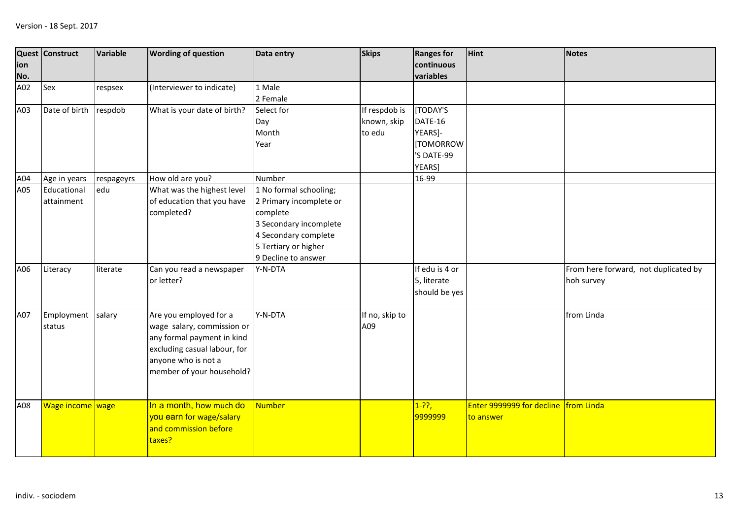| Question No. | Construct | Variable | Wording of question | Data entry | Skips | Ranges for continuous variables | Hint | Notes |
|---|---|---|---|---|---|---|---|---|
| A02 | Sex | respsex | (Interviewer to indicate) | 1 Male<br>2 Female | | | | |
| A03 | Date of birth | respdob | What is your date of birth? | Select for<br>Day<br>Month<br>Year | If respdob is known, skip to edu | [TODAY'S DATE-16 YEARS]-[TOMORROW'S DATE-99 YEARS] | | |
| A04 | Age in years | respageyrs | How old are you? | Number | | 16-99 | | |
| A05 | Educational attainment | edu | What was the highest level of education that you have completed? | 1 No formal schooling;<br>2 Primary incomplete or complete<br>3 Secondary incomplete<br>4 Secondary complete<br>5 Tertiary or higher<br>9 Decline to answer | | | | |
| A06 | Literacy | literate | Can you read a newspaper or letter? | Y-N-DTA | | If edu is 4 or 5, literate should be yes | | From here forward, not duplicated by hoh survey |
| A07 | Employment status | salary | Are you employed for a wage salary, commission or any formal payment in kind excluding casual labour, for anyone who is not a member of your household? | Y-N-DTA | If no, skip to A09 | | | from Linda |
| A08 | Wage income | wage | In a month, how much do you earn for wage/salary and commission before taxes? | Number | | 1-??, 9999999 | Enter 9999999 for decline to answer | from Linda |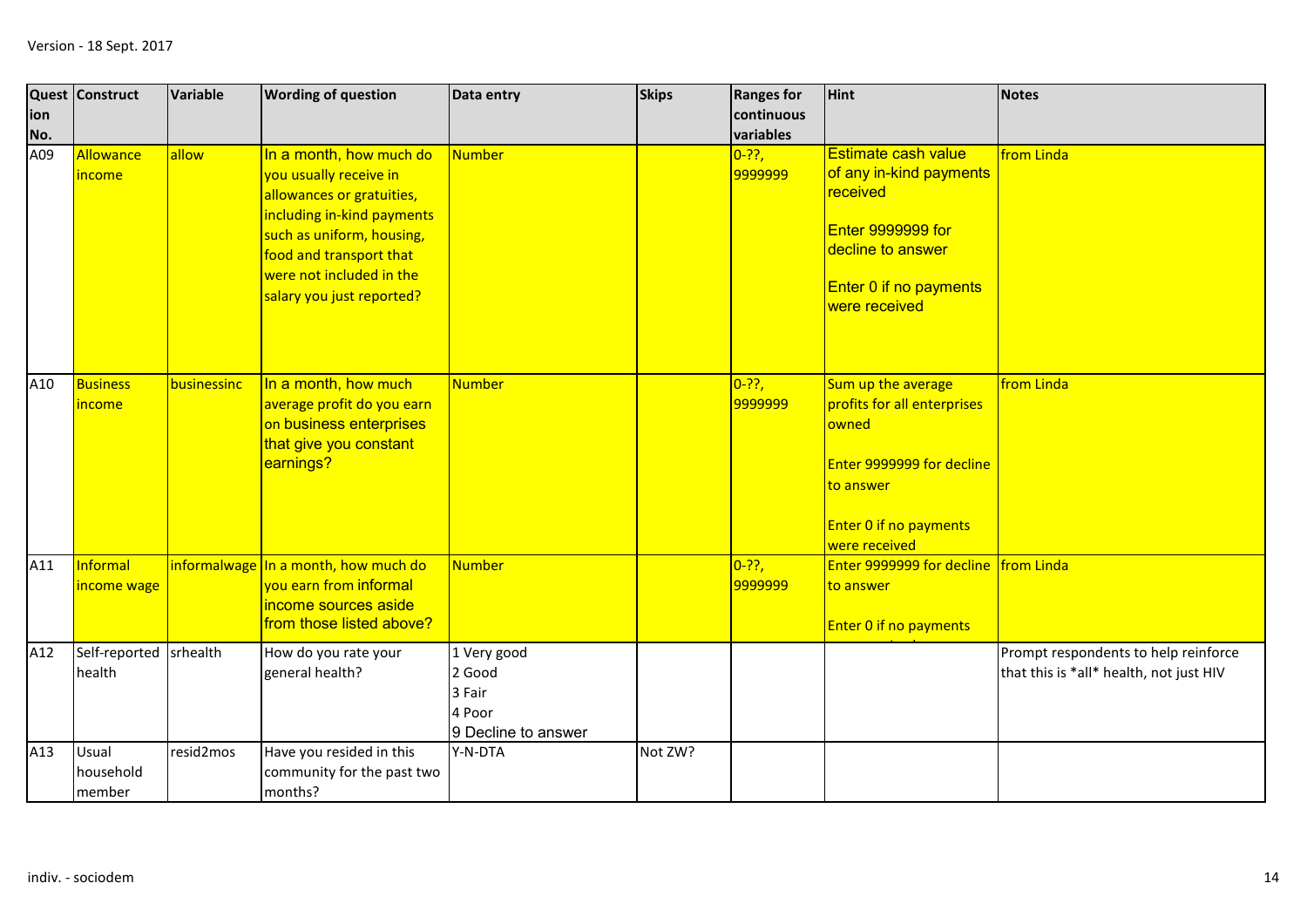Version - 18 Sept. 2017

| Question No. | Construct | Variable | Wording of question | Data entry | Skips | Ranges for continuous variables | Hint | Notes |
|---|---|---|---|---|---|---|---|---|
| A09 | Allowance income | allow | In a month, how much do you usually receive in allowances or gratuities, including in-kind payments such as uniform, housing, food and transport that were not included in the salary you just reported? | Number | | 0-??, 9999999 | Estimate cash value of any in-kind payments received<br><br>Enter 9999999 for decline to answer<br><br>Enter 0 if no payments were received | from Linda |
| A10 | Business income | businessinc | In a month, how much average profit do you earn on business enterprises that give you constant earnings? | Number | | 0-??, 9999999 | Sum up the average profits for all enterprises owned<br><br>Enter 9999999 for decline to answer<br><br>Enter 0 if no payments were received | from Linda |
| A11 | Informal income wage | informalwage | In a month, how much do you earn from informal income sources aside from those listed above? | Number | | 0-??, 9999999 | Enter 9999999 for decline to answer<br><br>Enter 0 if no payments | from Linda |
| A12 | Self-reported health | srhealth | How do you rate your general health? | 1 Very good<br>2 Good<br>3 Fair<br>4 Poor<br>9 Decline to answer | | | | Prompt respondents to help reinforce that this is *all* health, not just HIV |
| A13 | Usual household member | resid2mos | Have you resided in this community for the past two months? | Y-N-DTA | Not ZW? | | | |

indiv. - sociodem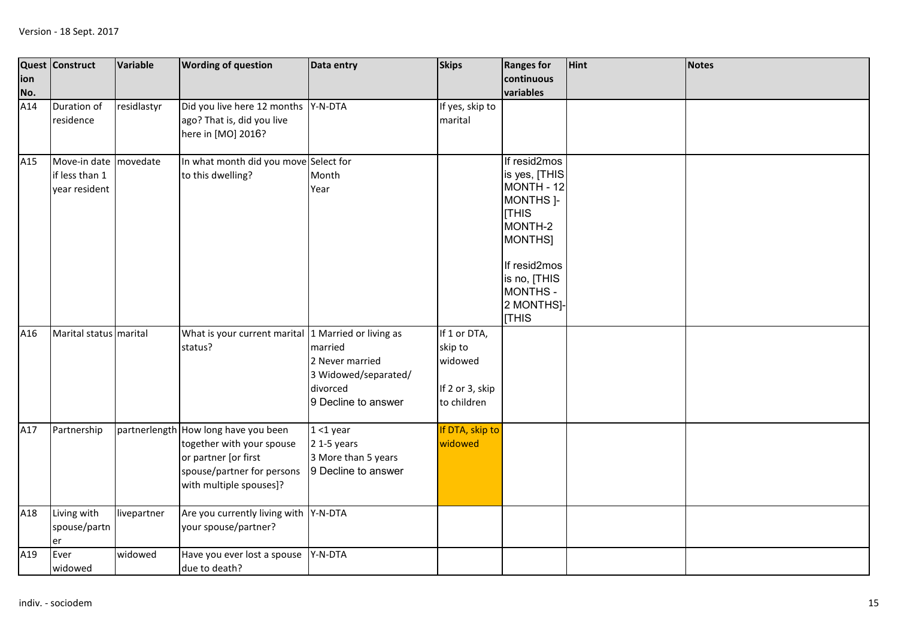Version - 18 Sept. 2017

| Question No. | Construct | Variable | Wording of question | Data entry | Skips | Ranges for continuous variables | Hint | Notes |
|---|---|---|---|---|---|---|---|---|
| A14 | Duration of residence | residlastyr | Did you live here 12 months ago? That is, did you live here in [MO] 2016? | Y-N-DTA | If yes, skip to marital | | | |
| A15 | Move-in date if less than 1 year resident | movedate | In what month did you move to this dwelling? | Select for<br>Month<br>Year | | If resid2mos is yes, [THIS MONTH - 12 MONTHS ]-[THIS MONTH-2 MONTHS]<br><br>If resid2mos is no, [THIS MONTHS - 2 MONTHS]-[THIS | | |
| A16 | Marital status | marital | What is your current marital status? | 1 Married or living as married<br>2 Never married<br>3 Widowed/separated/divorced<br>9 Decline to answer | If 1 or DTA, skip to widowed<br><br>If 2 or 3, skip to children | | | |
| A17 | Partnership | partnerlength | How long have you been together with your spouse or partner [or first spouse/partner for persons with multiple spouses]? | 1 <1 year<br>2 1-5 years<br>3 More than 5 years<br>9 Decline to answer | If DTA, skip to widowed | | | |
| A18 | Living with spouse/partner | livepartner | Are you currently living with your spouse/partner? | Y-N-DTA | | | | |
| A19 | Ever widowed | widowed | Have you ever lost a spouse due to death? | Y-N-DTA | | | | |

indiv. - sociodem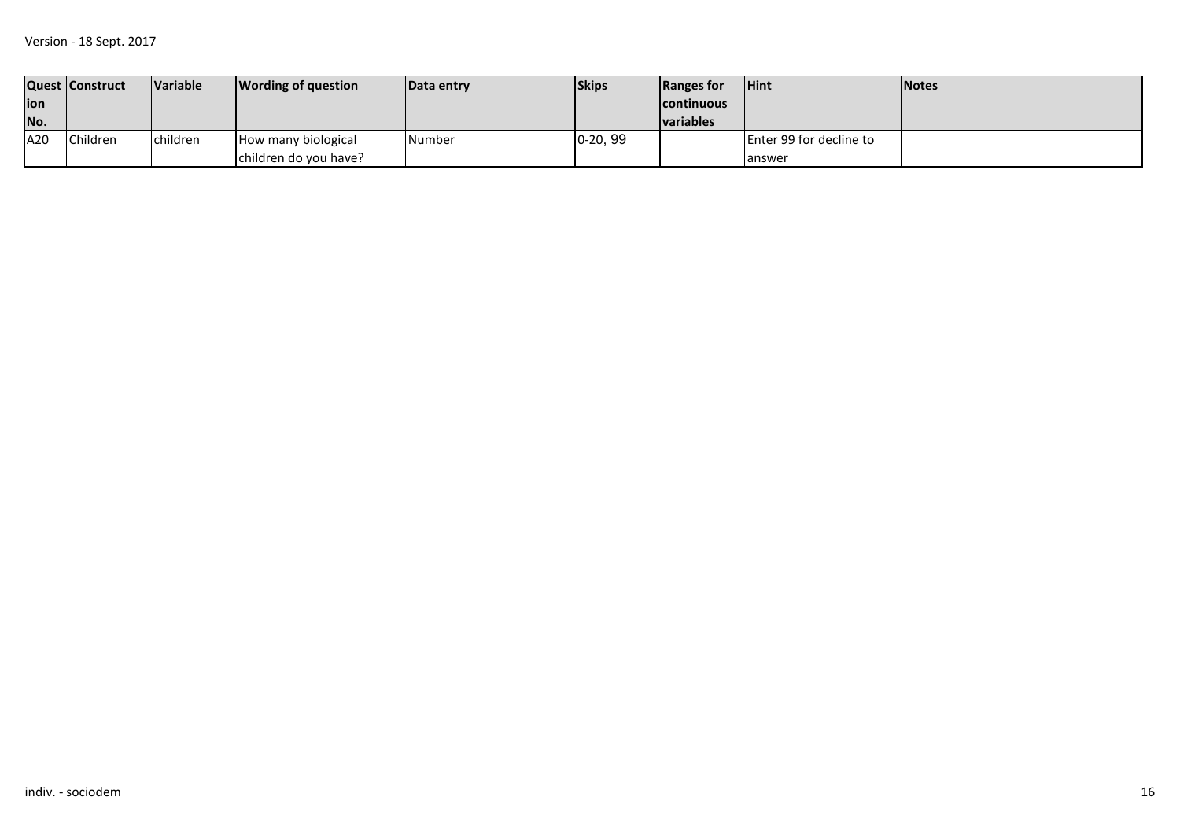| Question No. | Construct | Variable | Wording of question | Data entry | Skips | Ranges for continuous variables | Hint | Notes |
|---|---|---|---|---|---|---|---|---|
| A20 | Children | children | How many biological children do you have? | Number | 0-20, 99 | | Enter 99 for decline to answer | |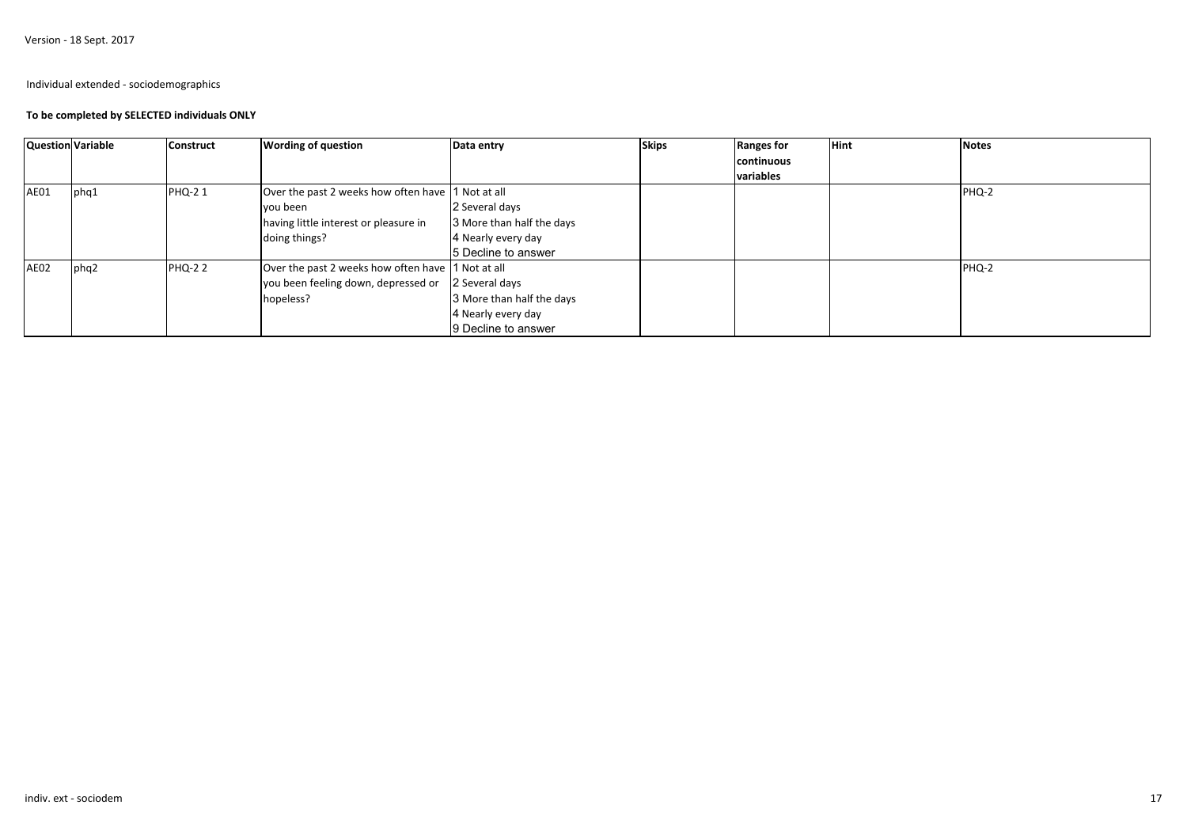Version - 18 Sept. 2017

Individual extended - sociodemographics

**To be completed by SELECTED individuals ONLY**

| Question | Variable | Construct | Wording of question | Data entry | Skips | Ranges for continuous variables | Hint | Notes |
|---|---|---|---|---|---|---|---|---|
| AE01 | phq1 | PHQ-2 1 | Over the past 2 weeks how often have you been having little interest or pleasure in doing things? | 1 Not at all<br>2 Several days<br>3 More than half the days<br>4 Nearly every day<br>5 Decline to answer | | | | PHQ-2 |
| AE02 | phq2 | PHQ-2 2 | Over the past 2 weeks how often have you been feeling down, depressed or hopeless? | 1 Not at all<br>2 Several days<br>3 More than half the days<br>4 Nearly every day<br>9 Decline to answer | | | | PHQ-2 |

indiv. ext - sociodem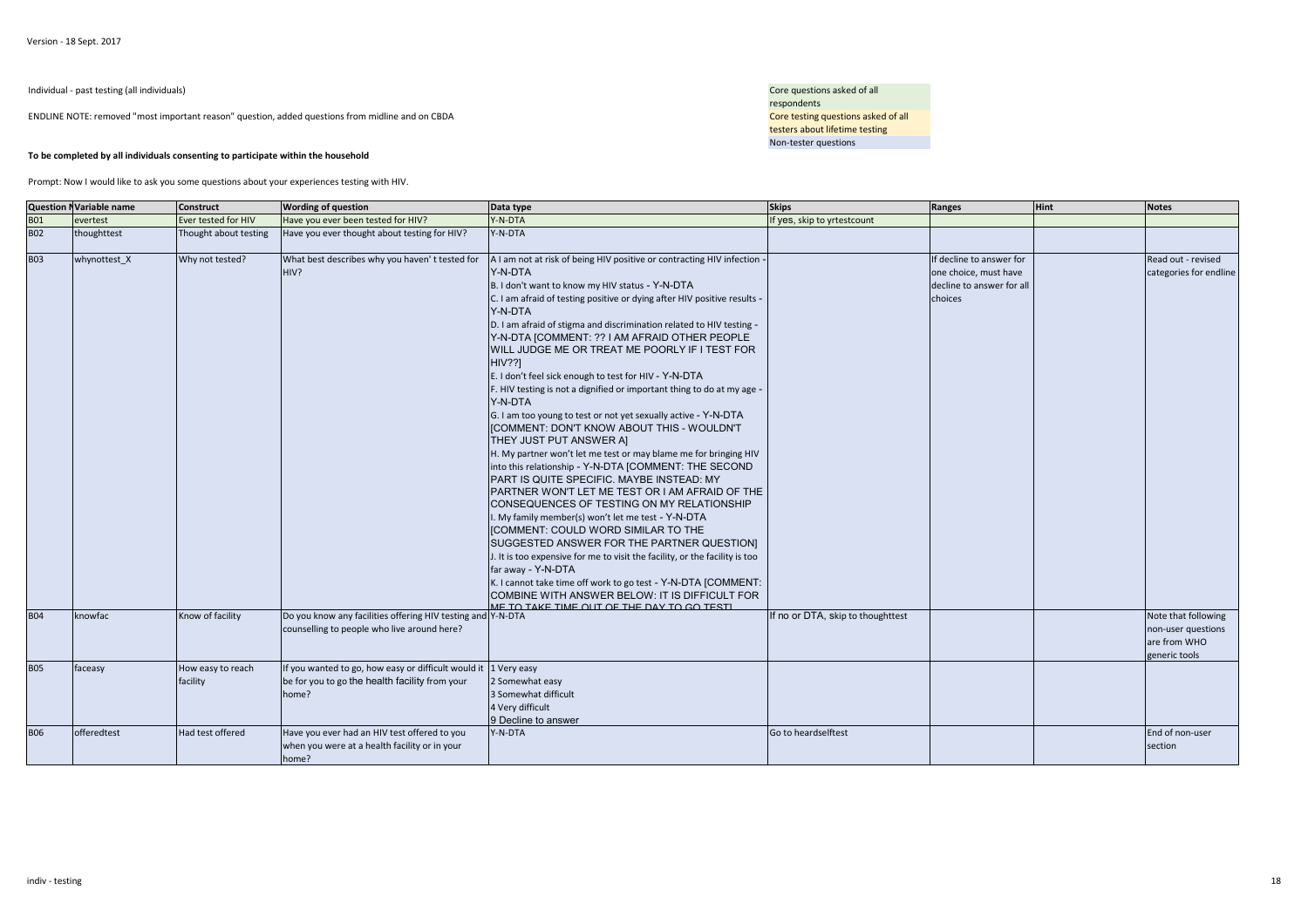Version - 18 Sept. 2017

Individual - past testing (all individuals)

ENDLINE NOTE: removed "most important reason" question, added questions from midline and on CBDA

Core questions asked of all respondents

Core testing questions asked of all testers about lifetime testing

Non-tester questions

**To be completed by all individuals consenting to participate within the household**

Prompt: Now I would like to ask you some questions about your experiences testing with HIV.

| Question N | Variable name | Construct | Wording of question | Data type | Skips | Ranges | Hint | Notes |
|---|---|---|---|---|---|---|---|---|
| B01 | evertest | Ever tested for HIV | Have you ever been tested for HIV? | Y-N-DTA | If yes, skip to yrtestcount | | | |
| B02 | thoughttest | Thought about testing | Have you ever thought about testing for HIV? | Y-N-DTA | | | | |
| B03 | whynottest_X | Why not tested? | What best describes why you haven' t tested for HIV? | A I am not at risk of being HIV positive or contracting HIV infection - Y-N-DTA<br>B. I don't want to know my HIV status - Y-N-DTA<br>C. I am afraid of testing positive or dying after HIV positive results - Y-N-DTA<br>D. I am afraid of stigma and discrimination related to HIV testing - Y-N-DTA [COMMENT: ?? I AM AFRAID OTHER PEOPLE WILL JUDGE ME OR TREAT ME POORLY IF I TEST FOR HIV??]<br>E. I don't feel sick enough to test for HIV - Y-N-DTA<br>F. HIV testing is not a dignified or important thing to do at my age - Y-N-DTA<br>G. I am too young to test or not yet sexually active - Y-N-DTA [COMMENT: DON'T KNOW ABOUT THIS - WOULDN'T THEY JUST PUT ANSWER A]<br>H. My partner won't let me test or may blame me for bringing HIV into this relationship - Y-N-DTA [COMMENT: THE SECOND PART IS QUITE SPECIFIC. MAYBE INSTEAD: MY PARTNER WON'T LET ME TEST OR I AM AFRAID OF THE CONSEQUENCES OF TESTING ON MY RELATIONSHIP<br>I. My family member(s) won't let me test - Y-N-DTA [COMMENT: COULD WORD SIMILAR TO THE SUGGESTED ANSWER FOR THE PARTNER QUESTION]<br>J. It is too expensive for me to visit the facility, or the facility is too far away - Y-N-DTA<br>K. I cannot take time off work to go test - Y-N-DTA [COMMENT: COMBINE WITH ANSWER BELOW: IT IS DIFFICULT FOR ME TO TAKE TIME OUT OF THE DAY TO GO TEST] | | If decline to answer for one choice, must have decline to answer for all choices | | Read out - revised categories for endline |
| B04 | knowfac | Know of facility | Do you know any facilities offering HIV testing and counselling to people who live around here? | Y-N-DTA | If no or DTA, skip to thoughttest | | | Note that following non-user questions are from WHO generic tools |
| B05 | faceasy | How easy to reach facility | If you wanted to go, how easy or difficult would it be for you to go the health facility from your home? | 1 Very easy<br>2 Somewhat easy<br>3 Somewhat difficult<br>4 Very difficult<br>9 Decline to answer | | | | |
| B06 | offeredtest | Had test offered | Have you ever had an HIV test offered to you when you were at a health facility or in your home? | Y-N-DTA | Go to heardselftest | | | End of non-user section |

indiv - testing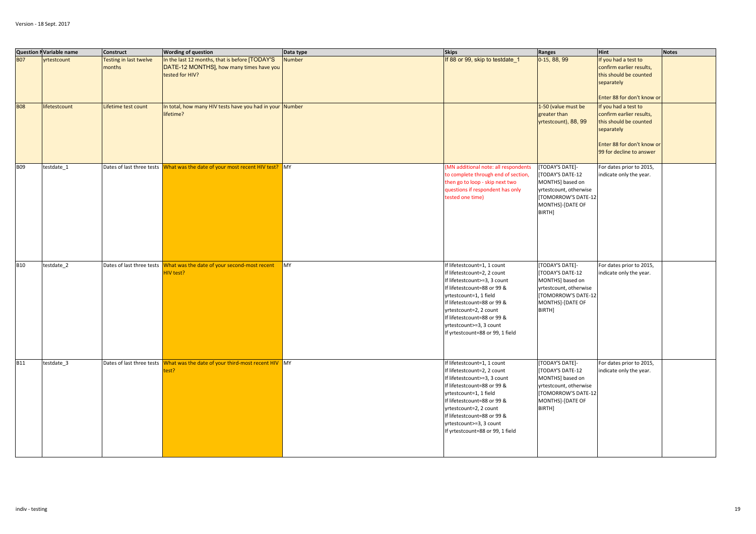Version - 18 Sept. 2017

| Question N | Variable name | Construct | Wording of question | Data type | Skips | Ranges | Hint | Notes |
|---|---|---|---|---|---|---|---|---|
| B07 | yrtestcount | Testing in last twelve months | In the last 12 months, that is before [TODAY'S DATE-12 MONTHS], how many times have you tested for HIV? | Number | If 88 or 99, skip to testdate_1 | 0-15, 88, 99 | If you had a test to confirm earlier results, this should be counted separately<br><br>Enter 88 for don't know or | |
| B08 | lifetestcount | Lifetime test count | In total, how many HIV tests have you had in your lifetime? | Number | | 1-50 (value must be greater than yrtestcount), 88, 99 | If you had a test to confirm earlier results, this should be counted separately<br><br>Enter 88 for don't know or 99 for decline to answer | |
| B09 | testdate_1 | Dates of last three tests | What was the date of your most recent HIV test? | MY | (MN additional note: all respondents to complete through end of section, then go to loop - skip next two questions if respondent has only tested one time) | [TODAY'S DATE]-[TODAY'S DATE-12 MONTHS] based on yrtestcount, otherwise [TOMORROW'S DATE-12 MONTHS]-[DATE OF BIRTH] | For dates prior to 2015, indicate only the year. | |
| B10 | testdate_2 | Dates of last three tests | What was the date of your second-most recent HIV test? | MY | If lifetestcount=1, 1 count<br>If lifetestcount=2, 2 count<br>If lifetestcount>=3, 3 count<br>If lifetestcount=88 or 99 & yrtestcount=1, 1 field<br>If lifetestcount=88 or 99 & yrtestcount=2, 2 count<br>If lifetestcount=88 or 99 & yrtestcount>=3, 3 count<br>If yrtestcount=88 or 99, 1 field | [TODAY'S DATE]-[TODAY'S DATE-12 MONTHS] based on yrtestcount, otherwise [TOMORROW'S DATE-12 MONTHS]-[DATE OF BIRTH] | For dates prior to 2015, indicate only the year. | |
| B11 | testdate_3 | Dates of last three tests | What was the date of your third-most recent HIV test? | MY | If lifetestcount=1, 1 count<br>If lifetestcount=2, 2 count<br>If lifetestcount>=3, 3 count<br>If lifetestcount=88 or 99 & yrtestcount=1, 1 field<br>If lifetestcount=88 or 99 & yrtestcount=2, 2 count<br>If lifetestcount=88 or 99 & yrtestcount>=3, 3 count<br>If yrtestcount=88 or 99, 1 field | [TODAY'S DATE]-[TODAY'S DATE-12 MONTHS] based on yrtestcount, otherwise [TOMORROW'S DATE-12 MONTHS]-[DATE OF BIRTH] | For dates prior to 2015, indicate only the year. | |

indiv - testing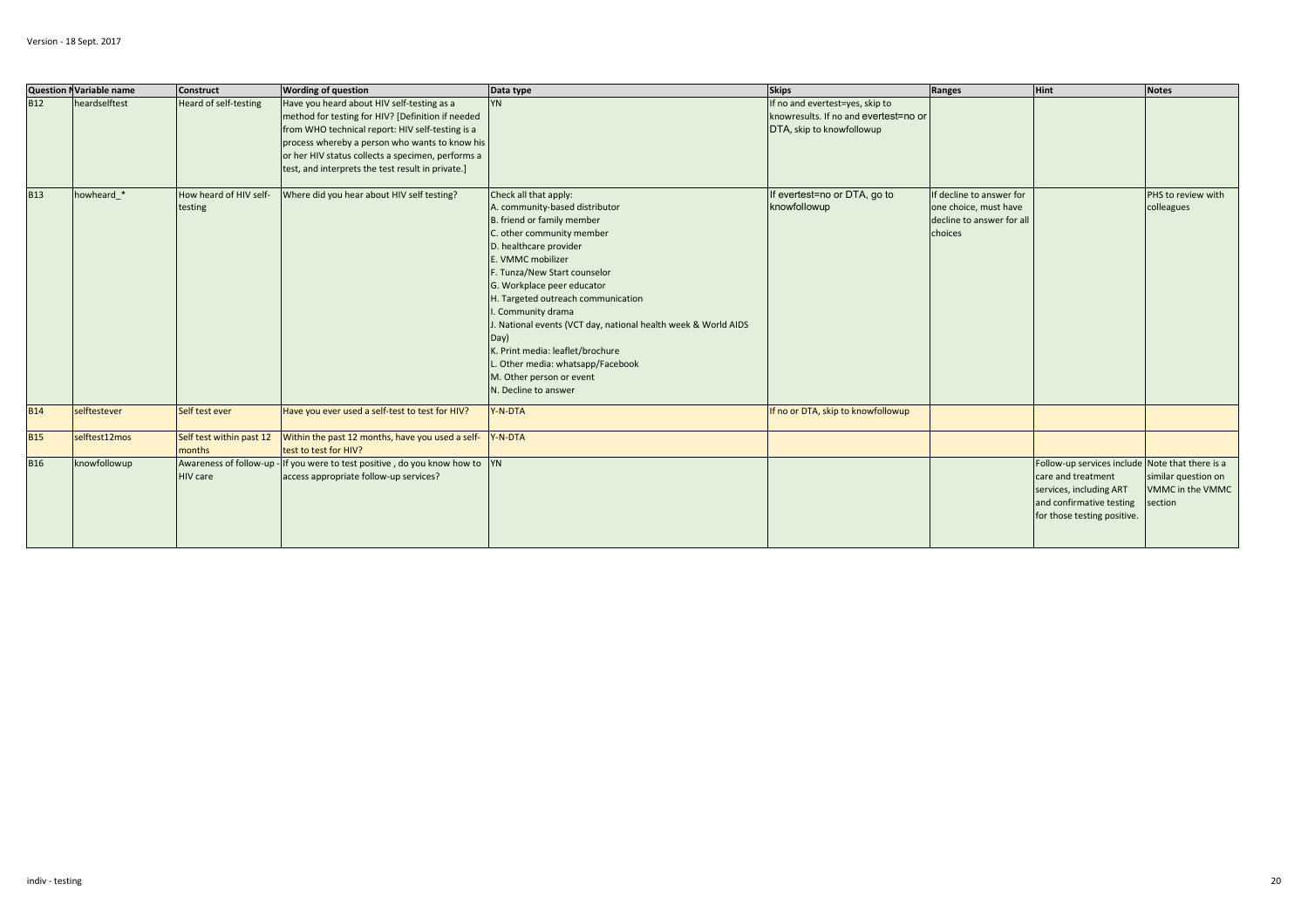Version - 18 Sept. 2017

| Question Number | Variable name | Construct | Wording of question | Data type | Skips | Ranges | Hint | Notes |
|---|---|---|---|---|---|---|---|---|
| B12 | heardselftest | Heard of self-testing | Have you heard about HIV self-testing as a method for testing for HIV? [Definition if needed from WHO technical report: HIV self-testing is a process whereby a person who wants to know his or her HIV status collects a specimen, performs a test, and interprets the test result in private.] | YN | If no and evertest=yes, skip to knowresults. If no and evertest=no or DTA, skip to knowfollowup | | | |
| B13 | howheard_* | How heard of HIV self-testing | Where did you hear about HIV self testing? | Check all that apply:<br>A. community-based distributor<br>B. friend or family member<br>C. other community member<br>D. healthcare provider<br>E. VMMC mobilizer<br>F. Tunza/New Start counselor<br>G. Workplace peer educator<br>H. Targeted outreach communication<br>I. Community drama<br>J. National events (VCT day, national health week & World AIDS Day)<br>K. Print media: leaflet/brochure<br>L. Other media: whatsapp/Facebook<br>M. Other person or event<br>N. Decline to answer | If evertest=no or DTA, go to knowfollowup | If decline to answer for one choice, must have decline to answer for all choices | | PHS to review with colleagues |
| B14 | selftestever | Self test ever | Have you ever used a self-test to test for HIV? | Y-N-DTA | If no or DTA, skip to knowfollowup | | | |
| B15 | selftest12mos | Self test within past 12 months | Within the past 12 months, have you used a self-test to test for HIV? | Y-N-DTA | | | | |
| B16 | knowfollowup | Awareness of follow-up - HIV care | If you were to test positive , do you know how to access appropriate follow-up services? | YN | | | Follow-up services include care and treatment services, including ART and confirmative testing for those testing positive. | Note that there is a similar question on VMMC in the VMMC section |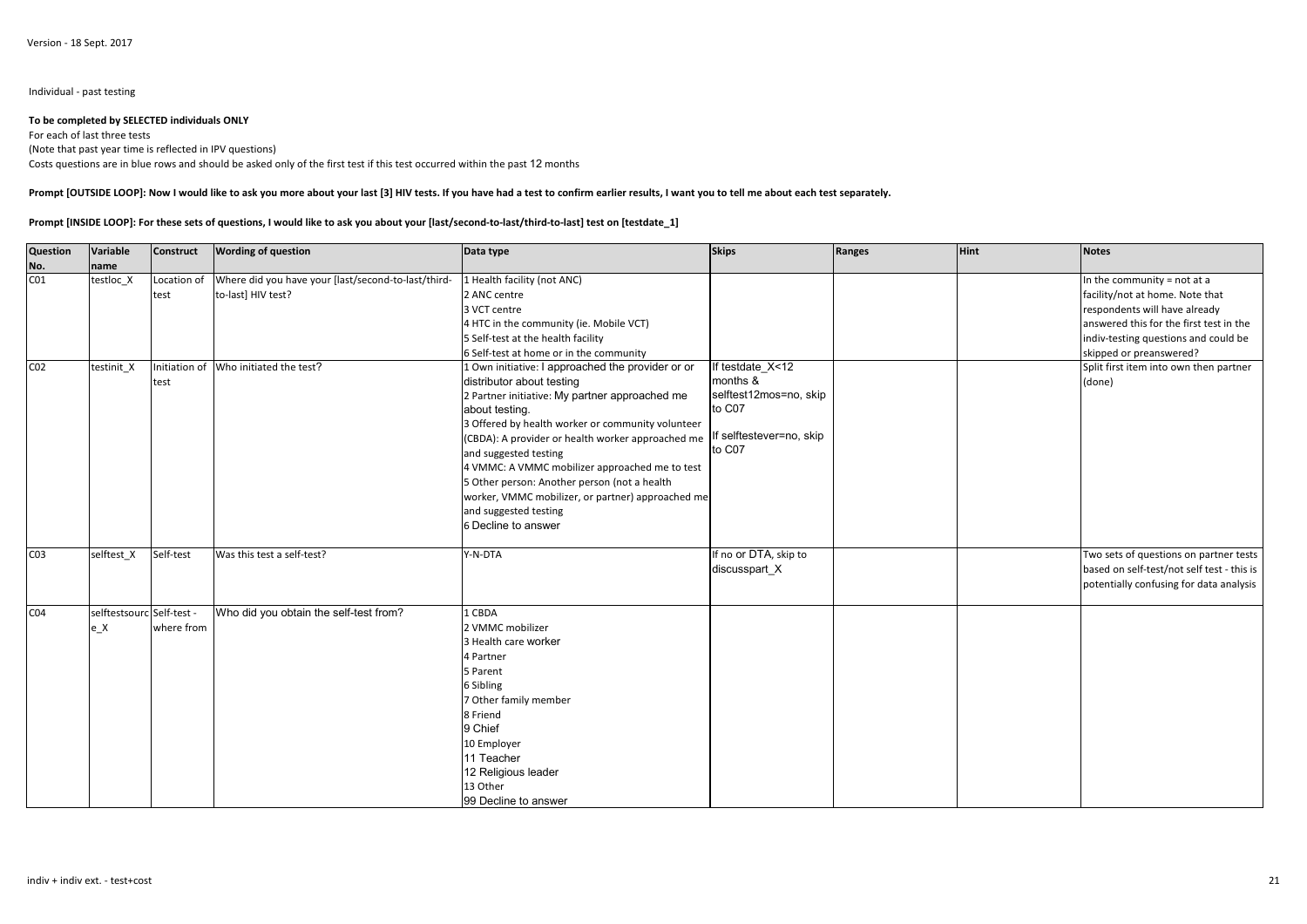Version - 18 Sept. 2017

Individual - past testing

**To be completed by SELECTED individuals ONLY**

For each of last three tests

(Note that past year time is reflected in IPV questions)

Costs questions are in blue rows and should be asked only of the first test if this test occurred within the past 12 months

**Prompt [OUTSIDE LOOP]: Now I would like to ask you more about your last [3] HIV tests. If you have had a test to confirm earlier results, I want you to tell me about each test separately.**

**Prompt [INSIDE LOOP]: For these sets of questions, I would like to ask you about your [last/second-to-last/third-to-last] test on [testdate_1]**

| Question No. | Variable name | Construct | Wording of question | Data type | Skips | Ranges | Hint | Notes |
|---|---|---|---|---|---|---|---|---|
| C01 | testloc_X | Location of test | Where did you have your [last/second-to-last/third-to-last] HIV test? | 1 Health facility (not ANC)<br>2 ANC centre<br>3 VCT centre<br>4 HTC in the community (ie. Mobile VCT)<br>5 Self-test at the health facility<br>6 Self-test at home or in the community | | | | In the community = not at a facility/not at home. Note that respondents will have already answered this for the first test in the indiv-testing questions and could be skipped or preanswered? |
| C02 | testinit_X | Initiation of test | Who initiated the test? | 1 Own initiative: I approached the provider or or distributor about testing<br>2 Partner initiative: My partner approached me about testing.<br>3 Offered by health worker or community volunteer (CBDA): A provider or health worker approached me and suggested testing<br>4 VMMC: A VMMC mobilizer approached me to test<br>5 Other person: Another person (not a health worker, VMMC mobilizer, or partner) approached me and suggested testing<br>6 Decline to answer | If testdate_X<12 months & selftest12mos=no, skip to C07<br><br>If selftestever=no, skip to C07 | | | Split first item into own then partner (done) |
| C03 | selftest_X | Self-test | Was this test a self-test? | Y-N-DTA | If no or DTA, skip to discusspart_X | | | Two sets of questions on partner tests based on self-test/not self test - this is potentially confusing for data analysis |
| C04 | selftestsource_X | Self-test - where from | Who did you obtain the self-test from? | 1 CBDA<br>2 VMMC mobilizer<br>3 Health care worker<br>4 Partner<br>5 Parent<br>6 Sibling<br>7 Other family member<br>8 Friend<br>9 Chief<br>10 Employer<br>11 Teacher<br>12 Religious leader<br>13 Other<br>99 Decline to answer | | | | |

indiv + indiv ext. - test+cost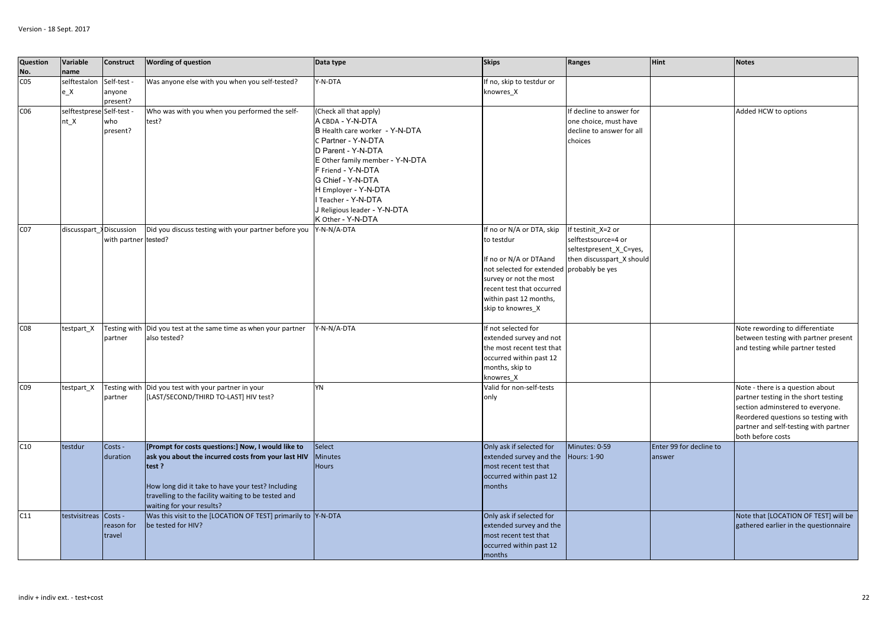| Question No. | Variable name | Construct | Wording of question | Data type | Skips | Ranges | Hint | Notes |
| --- | --- | --- | --- | --- | --- | --- | --- | --- |
| C05 | selftestalone_X | Self-test - anyone present? | Was anyone else with you when you self-tested? | Y-N-DTA | If no, skip to testdur or knowres_X | | | |
| C06 | selftestpresent_X | Self-test - who present? | Who was with you when you performed the self-test? | (Check all that apply)<br>A CBDA - Y-N-DTA<br>B Health care worker - Y-N-DTA<br>C Partner - Y-N-DTA<br>D Parent - Y-N-DTA<br>E Other family member - Y-N-DTA<br>F Friend - Y-N-DTA<br>G Chief - Y-N-DTA<br>H Employer - Y-N-DTA<br>I Teacher - Y-N-DTA<br>J Religious leader - Y-N-DTA<br>K Other - Y-N-DTA | | If decline to answer for one choice, must have decline to answer for all choices | | Added HCW to options |
| C07 | discusspart_X | Discussion with partner | Did you discuss testing with your partner before you tested? | Y-N-N/A-DTA | If no or N/A or DTA, skip to testdur<br><br>If no or N/A or DTAand not selected for extended survey or not the most recent test that occurred within past 12 months, skip to knowres_X | If testinit_X=2 or selftestsource=4 or seltestpresent_X_C=yes, then discusspart_X should probably be yes | | |
| C08 | testpart_X | Testing with partner | Did you test at the same time as when your partner also tested? | Y-N-N/A-DTA | If not selected for extended survey and not the most recent test that occurred within past 12 months, skip to knowres_X | | | Note rewording to differentiate between testing with partner present and testing while partner tested |
| C09 | testpart_X | Testing with partner | Did you test with your partner in your [LAST/SECOND/THIRD TO-LAST] HIV test? | YN | Valid for non-self-tests only | | | Note - there is a question about partner testing in the short testing section adminstered to everyone. Reordered questions so testing with partner and self-testing with partner both before costs |
| C10 | testdur | Costs - duration | **[Prompt for costs questions:] Now, I would like to ask you about the incurred costs from your last HIV test ?**<br><br>How long did it take to have your test? Including travelling to the facility waiting to be tested and waiting for your results? | Select<br>Minutes<br>Hours | Only ask if selected for extended survey and the most recent test that occurred within past 12 months | Minutes: 0-59<br>Hours: 1-90 | Enter 99 for decline to answer | |
| C11 | testvisitreas | Costs - reason for travel | Was this visit to the [LOCATION OF TEST] primarily to be tested for HIV? | Y-N-DTA | Only ask if selected for extended survey and the most recent test that occurred within past 12 months | | | Note that [LOCATION OF TEST] will be gathered earlier in the questionnaire |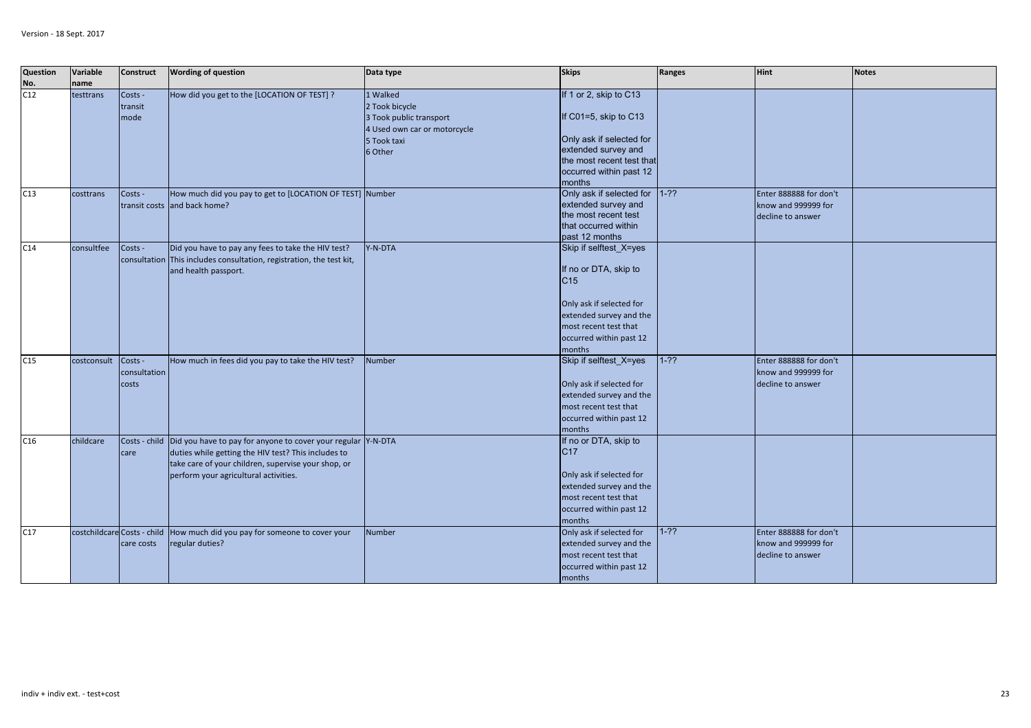Version - 18 Sept. 2017

| Question No. | Variable name | Construct | Wording of question | Data type | Skips | Ranges | Hint | Notes |
|---|---|---|---|---|---|---|---|---|
| C12 | testtrans | Costs - transit mode | How did you get to the [LOCATION OF TEST] ? | 1 Walked<br>2 Took bicycle<br>3 Took public transport<br>4 Used own car or motorcycle<br>5 Took taxi<br>6 Other | If 1 or 2, skip to C13<br><br>If C01=5, skip to C13<br><br>Only ask if selected for extended survey and the most recent test that occurred within past 12 months | | | |
| C13 | costtrans | Costs - transit costs | How much did you pay to get to [LOCATION OF TEST] and back home? | Number | Only ask if selected for extended survey and the most recent test that occurred within past 12 months | 1-?? | Enter 888888 for don't know and 999999 for decline to answer | |
| C14 | consultfee | Costs - consultation | Did you have to pay any fees to take the HIV test? This includes consultation, registration, the test kit, and health passport. | Y-N-DTA | Skip if selftest_X=yes<br><br>If no or DTA, skip to C15<br><br>Only ask if selected for extended survey and the most recent test that occurred within past 12 months | | | |
| C15 | costconsult | Costs - consultation costs | How much in fees did you pay to take the HIV test? | Number | Skip if selftest_X=yes<br><br>Only ask if selected for extended survey and the most recent test that occurred within past 12 months | 1-?? | Enter 888888 for don't know and 999999 for decline to answer | |
| C16 | childcare | Costs - child care | Did you have to pay for anyone to cover your regular duties while getting the HIV test? This includes to take care of your children, supervise your shop, or perform your agricultural activities. | Y-N-DTA | If no or DTA, skip to C17<br><br>Only ask if selected for extended survey and the most recent test that occurred within past 12 months | | | |
| C17 | costchildcare | Costs - child care costs | How much did you pay for someone to cover your regular duties? | Number | Only ask if selected for extended survey and the most recent test that occurred within past 12 months | 1-?? | Enter 888888 for don't know and 999999 for decline to answer | |

indiv + indiv ext. - test+cost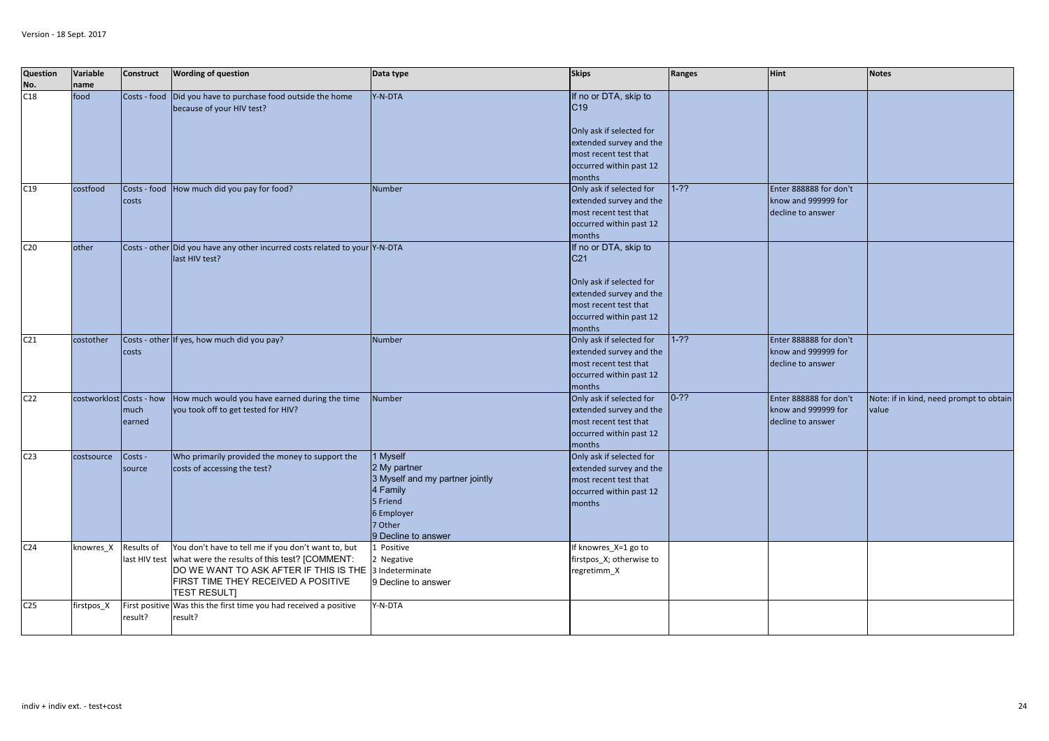Version - 18 Sept. 2017

| Question No. | Variable name | Construct | Wording of question | Data type | Skips | Ranges | Hint | Notes |
|---|---|---|---|---|---|---|---|---|
| C18 | food | Costs - food | Did you have to purchase food outside the home because of your HIV test? | Y-N-DTA | If no or DTA, skip to C19<br><br>Only ask if selected for extended survey and the most recent test that occurred within past 12 months | | | |
| C19 | costfood | Costs - food costs | How much did you pay for food? | Number | Only ask if selected for extended survey and the most recent test that occurred within past 12 months | 1-?? | Enter 888888 for don't know and 999999 for decline to answer | |
| C20 | other | Costs - other | Did you have any other incurred costs related to your last HIV test? | Y-N-DTA | If no or DTA, skip to C21<br><br>Only ask if selected for extended survey and the most recent test that occurred within past 12 months | | | |
| C21 | costother | Costs - other costs | If yes, how much did you pay? | Number | Only ask if selected for extended survey and the most recent test that occurred within past 12 months | 1-?? | Enter 888888 for don't know and 999999 for decline to answer | |
| C22 | costworklost | Costs - how much earned | How much would you have earned during the time you took off to get tested for HIV? | Number | Only ask if selected for extended survey and the most recent test that occurred within past 12 months | 0-?? | Enter 888888 for don't know and 999999 for decline to answer | Note: if in kind, need prompt to obtain value |
| C23 | costsource | Costs - source | Who primarily provided the money to support the costs of accessing the test? | 1 Myself<br>2 My partner<br>3 Myself and my partner jointly<br>4 Family<br>5 Friend<br>6 Employer<br>7 Other<br>9 Decline to answer | Only ask if selected for extended survey and the most recent test that occurred within past 12 months | | | |
| C24 | knowres_X | Results of last HIV test | You don't have to tell me if you don't want to, but what were the results of this test? [COMMENT: DO WE WANT TO ASK AFTER IF THIS IS THE FIRST TIME THEY RECEIVED A POSITIVE TEST RESULT] | 1 Positive<br>2 Negative<br>3 Indeterminate<br>9 Decline to answer | If knowres_X=1 go to firstpos_X; otherwise to regretimm_X | | | |
| C25 | firstpos_X | First positive result? | Was this the first time you had received a positive result? | Y-N-DTA | | | | |

indiv + indiv ext. - test+cost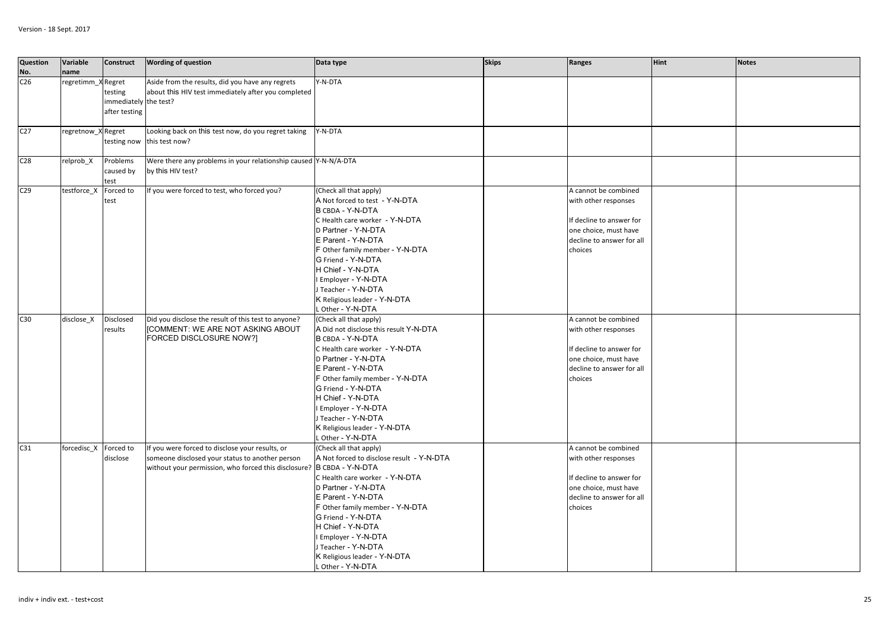| Question No. | Variable name | Construct | Wording of question | Data type | Skips | Ranges | Hint | Notes |
|---|---|---|---|---|---|---|---|---|
| C26 | regretimm_X | Regret testing immediately after testing | Aside from the results, did you have any regrets about this HIV test immediately after you completed the test? | Y-N-DTA | | | | |
| C27 | regretnow_X | Regret testing now | Looking back on this test now, do you regret taking this test now? | Y-N-DTA | | | | |
| C28 | relprob_X | Problems caused by test | Were there any problems in your relationship caused by this HIV test? | Y-N-N/A-DTA | | | | |
| C29 | testforce_X | Forced to test | If you were forced to test, who forced you? | (Check all that apply)<br>A Not forced to test - Y-N-DTA<br>B CBDA - Y-N-DTA<br>C Health care worker - Y-N-DTA<br>D Partner - Y-N-DTA<br>E Parent - Y-N-DTA<br>F Other family member - Y-N-DTA<br>G Friend - Y-N-DTA<br>H Chief - Y-N-DTA<br>I Employer - Y-N-DTA<br>J Teacher - Y-N-DTA<br>K Religious leader - Y-N-DTA<br>L Other - Y-N-DTA | | A cannot be combined with other responses<br><br>If decline to answer for one choice, must have decline to answer for all choices | | |
| C30 | disclose_X | Disclosed results | Did you disclose the result of this test to anyone? [COMMENT: WE ARE NOT ASKING ABOUT FORCED DISCLOSURE NOW?] | (Check all that apply)<br>A Did not disclose this result Y-N-DTA<br>B CBDA - Y-N-DTA<br>C Health care worker - Y-N-DTA<br>D Partner - Y-N-DTA<br>E Parent - Y-N-DTA<br>F Other family member - Y-N-DTA<br>G Friend - Y-N-DTA<br>H Chief - Y-N-DTA<br>I Employer - Y-N-DTA<br>J Teacher - Y-N-DTA<br>K Religious leader - Y-N-DTA<br>L Other - Y-N-DTA | | A cannot be combined with other responses<br><br>If decline to answer for one choice, must have decline to answer for all choices | | |
| C31 | forcedisc_X | Forced to disclose | If you were forced to disclose your results, or someone disclosed your status to another person without your permission, who forced this disclosure? | (Check all that apply)<br>A Not forced to disclose result - Y-N-DTA<br>B CBDA - Y-N-DTA<br>C Health care worker - Y-N-DTA<br>D Partner - Y-N-DTA<br>E Parent - Y-N-DTA<br>F Other family member - Y-N-DTA<br>G Friend - Y-N-DTA<br>H Chief - Y-N-DTA<br>I Employer - Y-N-DTA<br>J Teacher - Y-N-DTA<br>K Religious leader - Y-N-DTA<br>L Other - Y-N-DTA | | A cannot be combined with other responses<br><br>If decline to answer for one choice, must have decline to answer for all choices | | |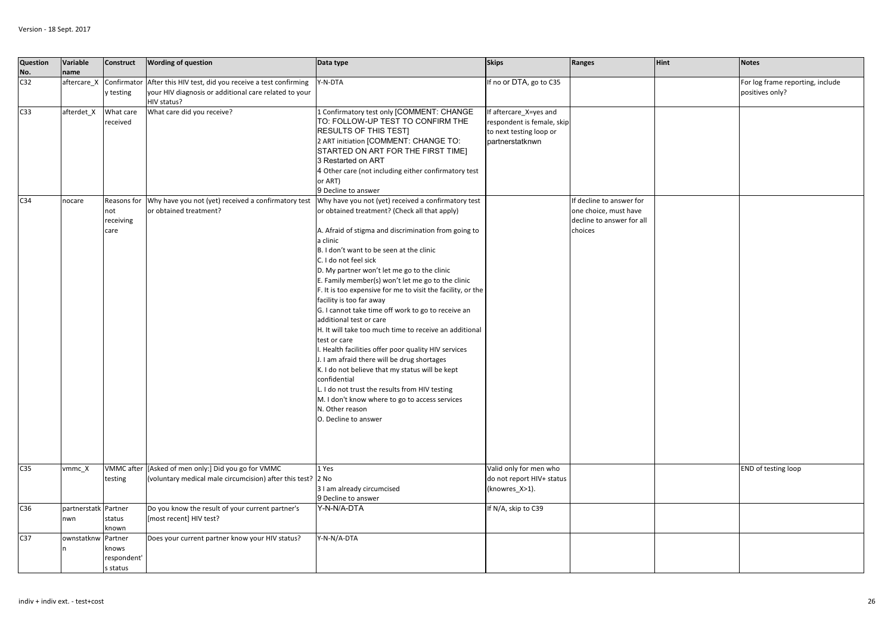Version - 18 Sept. 2017

| Question No. | Variable name | Construct | Wording of question | Data type | Skips | Ranges | Hint | Notes |
|---|---|---|---|---|---|---|---|---|
| C32 | aftercare_X | Confirmatory testing | After this HIV test, did you receive a test confirming your HIV diagnosis or additional care related to your HIV status? | Y-N-DTA | If no or DTA, go to C35 | | | For log frame reporting, include positives only? |
| C33 | afterdet_X | What care received | What care did you receive? | 1 Confirmatory test only [COMMENT: CHANGE TO: FOLLOW-UP TEST TO CONFIRM THE RESULTS OF THIS TEST]<br>2 ART initiation [COMMENT: CHANGE TO: STARTED ON ART FOR THE FIRST TIME]<br>3 Restarted on ART<br>4 Other care (not including either confirmatory test or ART)<br>9 Decline to answer | If aftercare_X=yes and respondent is female, skip to next testing loop or partnerstatknwn | | | |
| C34 | nocare | Reasons for not receiving care | Why have you not (yet) received a confirmatory test or obtained treatment? | Why have you not (yet) received a confirmatory test or obtained treatment? (Check all that apply)<br><br>A. Afraid of stigma and discrimination from going to a clinic<br>B. I don't want to be seen at the clinic<br>C. I do not feel sick<br>D. My partner won't let me go to the clinic<br>E. Family member(s) won't let me go to the clinic<br>F. It is too expensive for me to visit the facility, or the facility is too far away<br>G. I cannot take time off work to go to receive an additional test or care<br>H. It will take too much time to receive an additional test or care<br>I. Health facilities offer poor quality HIV services<br>J. I am afraid there will be drug shortages<br>K. I do not believe that my status will be kept confidential<br>L. I do not trust the results from HIV testing<br>M. I don't know where to go to access services<br>N. Other reason<br>O. Decline to answer | | If decline to answer for one choice, must have decline to answer for all choices | | |
| C35 | vmmc_X | VMMC after testing | [Asked of men only:] Did you go for VMMC (voluntary medical male circumcision) after this test? | 1 Yes<br>2 No<br>3 I am already circumcised<br>9 Decline to answer | Valid only for men who do not report HIV+ status (knowres_X>1). | | | END of testing loop |
| C36 | partnerstatknwn | Partner status known | Do you know the result of your current partner's [most recent] HIV test? | Y-N-N/A-DTA | If N/A, skip to C39 | | | |
| C37 | ownstatknwn | Partner knows respondent's status | Does your current partner know your HIV status? | Y-N-N/A-DTA | | | | |

indiv + indiv ext. - test+cost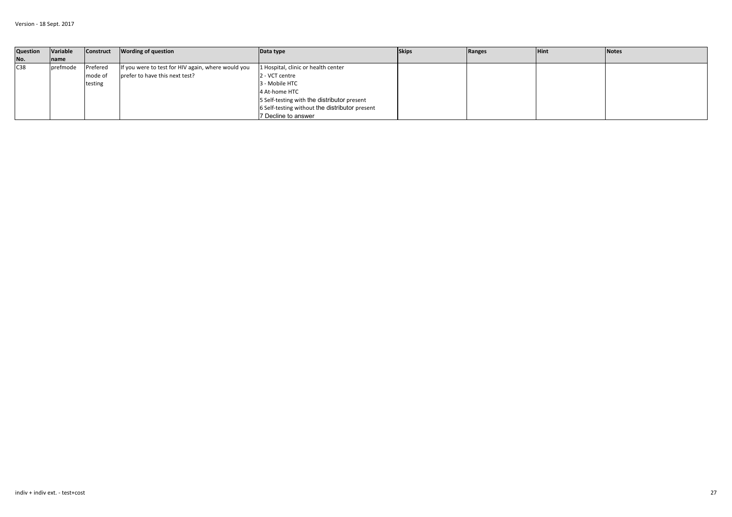| Question No. | Variable name | Construct | Wording of question | Data type | Skips | Ranges | Hint | Notes |
| --- | --- | --- | --- | --- | --- | --- | --- | --- |
| C38 | prefmode | Prefered mode of testing | If you were to test for HIV again, where would you prefer to have this next test? | 1 Hospital, clinic or health center<br>2 - VCT centre<br>3 - Mobile HTC<br>4 At-home HTC<br>5 Self-testing with the distributor present<br>6 Self-testing without the distributor present<br>7 Decline to answer | | | | |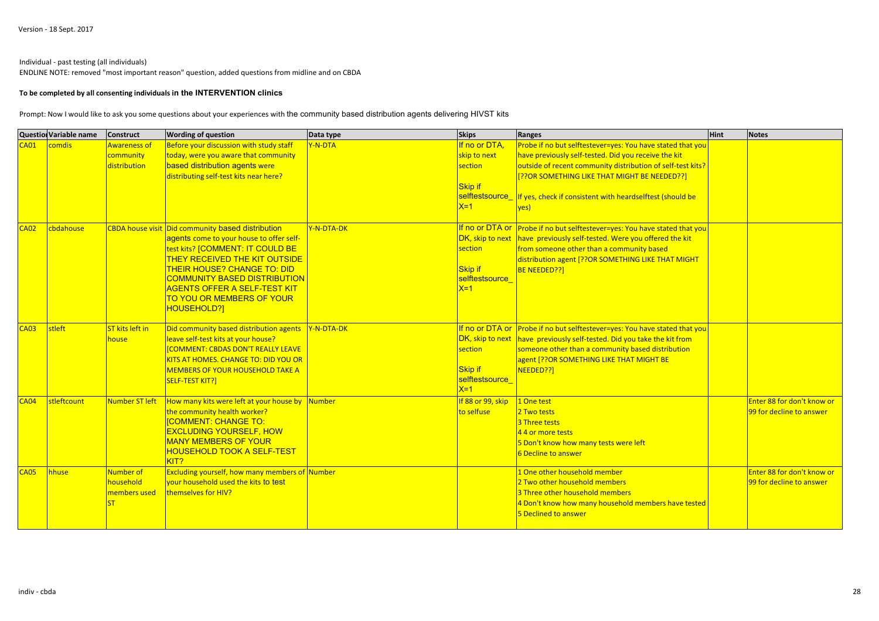Version - 18 Sept. 2017

Individual - past testing (all individuals)
ENDLINE NOTE: removed "most important reason" question, added questions from midline and on CBDA

**To be completed by all consenting individuals in the INTERVENTION clinics**

Prompt: Now I would like to ask you some questions about your experiences with the community based distribution agents delivering HIVST kits

| Question | Variable name | Construct | Wording of question | Data type | Skips | Ranges | Hint | Notes |
|---|---|---|---|---|---|---|---|---|
| CA01 | comdis | Awareness of community distribution | Before your discussion with study staff today, were you aware that community based distribution agents were distributing self-test kits near here? | Y-N-DTA | If no or DTA, skip to next section<br><br>Skip if selftestsource_X=1 | Probe if no but selftestever=yes: You have stated that you have previously self-tested. Did you receive the kit outside of recent community distribution of self-test kits? [??OR SOMETHING LIKE THAT MIGHT BE NEEDED??]<br><br>If yes, check if consistent with heardselftest (should be yes) | | |
| CA02 | cbdahouse | CBDA house visit | Did community based distribution agents come to your house to offer self-test kits? [COMMENT: IT COULD BE THEY RECEIVED THE KIT OUTSIDE THEIR HOUSE? CHANGE TO: DID COMMUNITY BASED DISTRIBUTION AGENTS OFFER A SELF-TEST KIT TO YOU OR MEMBERS OF YOUR HOUSEHOLD?] | Y-N-DTA-DK | If no or DTA or DK, skip to next section<br><br>Skip if selftestsource_X=1 | Probe if no but selftestever=yes: You have stated that you have previously self-tested. Were you offered the kit from someone other than a community based distribution agent [??OR SOMETHING LIKE THAT MIGHT BE NEEDED??] | | |
| CA03 | stleft | ST kits left in house | Did community based distribution agents leave self-test kits at your house? [COMMENT: CBDAS DON'T REALLY LEAVE KITS AT HOMES. CHANGE TO: DID YOU OR MEMBERS OF YOUR HOUSEHOLD TAKE A SELF-TEST KIT?] | Y-N-DTA-DK | If no or DTA or DK, skip to next section<br><br>Skip if selftestsource_X=1 | Probe if no but selftestever=yes: You have stated that you have previously self-tested. Did you take the kit from someone other than a community based distribution agent [??OR SOMETHING LIKE THAT MIGHT BE NEEDED??] | | |
| CA04 | stleftcount | Number ST left | How many kits were left at your house by the community health worker? [COMMENT: CHANGE TO: EXCLUDING YOURSELF, HOW MANY MEMBERS OF YOUR HOUSEHOLD TOOK A SELF-TEST KIT? | Number | If 88 or 99, skip to selfuse | 1 One test<br>2 Two tests<br>3 Three tests<br>4 4 or more tests<br>5 Don't know how many tests were left<br>6 Decline to answer | | Enter 88 for don't know or 99 for decline to answer |
| CA05 | hhuse | Number of household members used ST | Excluding yourself, how many members of your household used the kits to test themselves for HIV? | Number | | 1 One other household member<br>2 Two other household members<br>3 Three other household members<br>4 Don't know how many household members have tested<br>5 Declined to answer | | Enter 88 for don't know or 99 for decline to answer |

indiv - cbda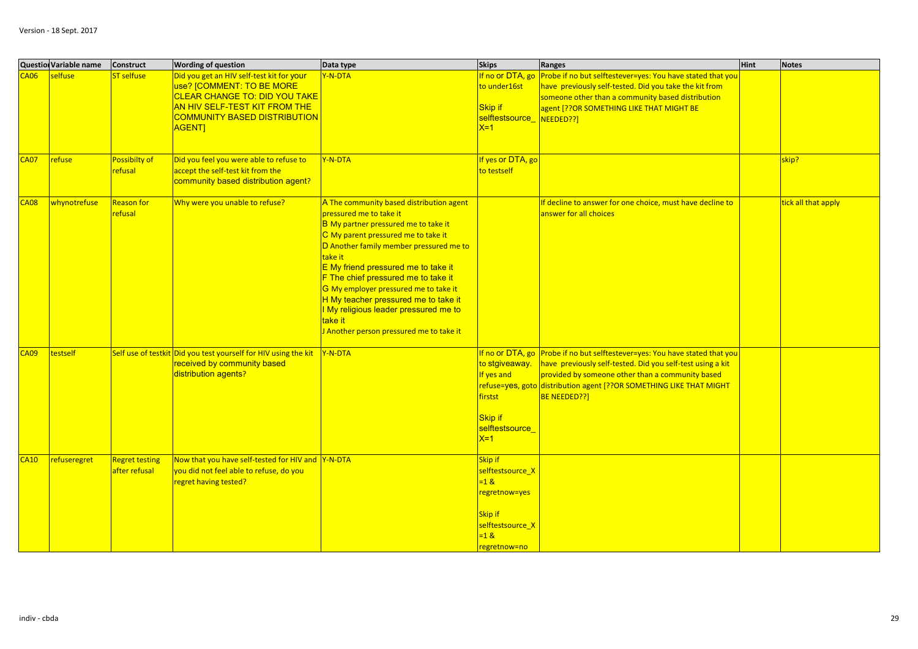| Question | Variable name | Construct | Wording of question | Data type | Skips | Ranges | Hint | Notes |
|---|---|---|---|---|---|---|---|---|
| CA06 | selfuse | ST selfuse | Did you get an HIV self-test kit for your use? [COMMENT: TO BE MORE CLEAR CHANGE TO: DID YOU TAKE AN HIV SELF-TEST KIT FROM THE COMMUNITY BASED DISTRIBUTION AGENT] | Y-N-DTA | If no or DTA, go to under16st<br><br>Skip if selftestsource_X=1 | Probe if no but selftestever=yes: You have stated that you have previously self-tested. Did you take the kit from someone other than a community based distribution agent [??OR SOMETHING LIKE THAT MIGHT BE NEEDED??] | | |
| CA07 | refuse | Possibilty of refusal | Did you feel you were able to refuse to accept the self-test kit from the community based distribution agent? | Y-N-DTA | If yes or DTA, go to testself | | | skip? |
| CA08 | whynotrefuse | Reason for refusal | Why were you unable to refuse? | A The community based distribution agent pressured me to take it<br>B My partner pressured me to take it<br>C My parent pressured me to take it<br>D Another family member pressured me to take it<br>E My friend pressured me to take it<br>F The chief pressured me to take it<br>G My employer pressured me to take it<br>H My teacher pressured me to take it<br>I My religious leader pressured me to take it<br>J Another person pressured me to take it | | If decline to answer for one choice, must have decline to answer for all choices | | tick all that apply |
| CA09 | testself | Self use of testkit | Did you test yourself for HIV using the kit received by community based distribution agents? | Y-N-DTA | If no or DTA, go to stgiveaway. If yes and refuse=yes, goto firstst<br><br>Skip if selftestsource_X=1 | Probe if no but selftestever=yes: You have stated that you have previously self-tested. Did you self-test using a kit provided by someone other than a community based distribution agent [??OR SOMETHING LIKE THAT MIGHT BE NEEDED??] | | |
| CA10 | refuseregret | Regret testing after refusal | Now that you have self-tested for HIV and you did not feel able to refuse, do you regret having tested? | Y-N-DTA | Skip if selftestsource_X=1 & regretnow=yes<br><br>Skip if selftestsource_X=1 & regretnow=no | | | |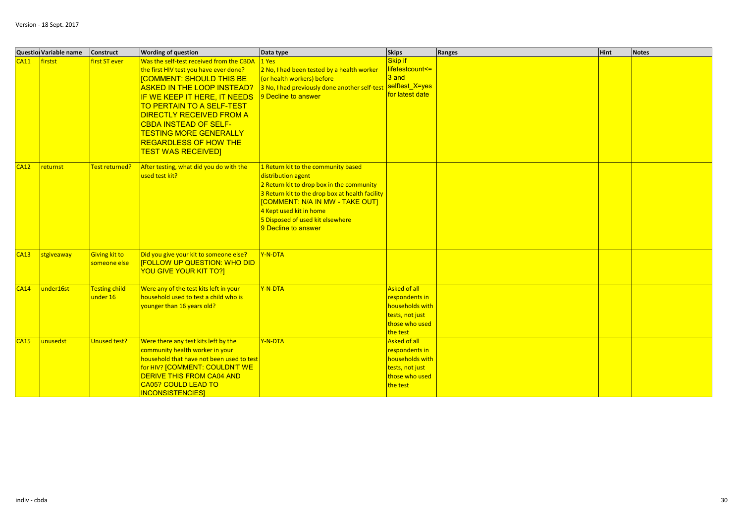| Question | Variable name | Construct | Wording of question | Data type | Skips | Ranges | Hint | Notes |
|---|---|---|---|---|---|---|---|---|
| CA11 | firstst | first ST ever | Was the self-test received from the CBDA the first HIV test you have ever done? [COMMENT: SHOULD THIS BE ASKED IN THE LOOP INSTEAD? IF WE KEEP IT HERE, IT NEEDS TO PERTAIN TO A SELF-TEST DIRECTLY RECEIVED FROM A CBDA INSTEAD OF SELF-TESTING MORE GENERALLY REGARDLESS OF HOW THE TEST WAS RECEIVED] | 1 Yes<br>2 No, I had been tested by a health worker (or health workers) before<br>3 No, I had previously done another self-test<br>9 Decline to answer | Skip if lifetestcount<= 3 and selftest_X=yes for latest date | | | |
| CA12 | returnst | Test returned? | After testing, what did you do with the used test kit? | 1 Return kit to the community based distribution agent<br>2 Return kit to drop box in the community<br>3 Return kit to the drop box at health facility [COMMENT: N/A IN MW - TAKE OUT]<br>4 Kept used kit in home<br>5 Disposed of used kit elsewhere<br>9 Decline to answer | | | | |
| CA13 | stgiveaway | Giving kit to someone else | Did you give your kit to someone else? [FOLLOW UP QUESTION: WHO DID YOU GIVE YOUR KIT TO?] | Y-N-DTA | | | | |
| CA14 | under16st | Testing child under 16 | Were any of the test kits left in your household used to test a child who is younger than 16 years old? | Y-N-DTA | Asked of all respondents in households with tests, not just those who used the test | | | |
| CA15 | unusedst | Unused test? | Were there any test kits left by the community health worker in your household that have not been used to test for HIV? [COMMENT: COULDN'T WE DERIVE THIS FROM CA04 AND CA05? COULD LEAD TO INCONSISTENCIES] | Y-N-DTA | Asked of all respondents in households with tests, not just those who used the test | | | |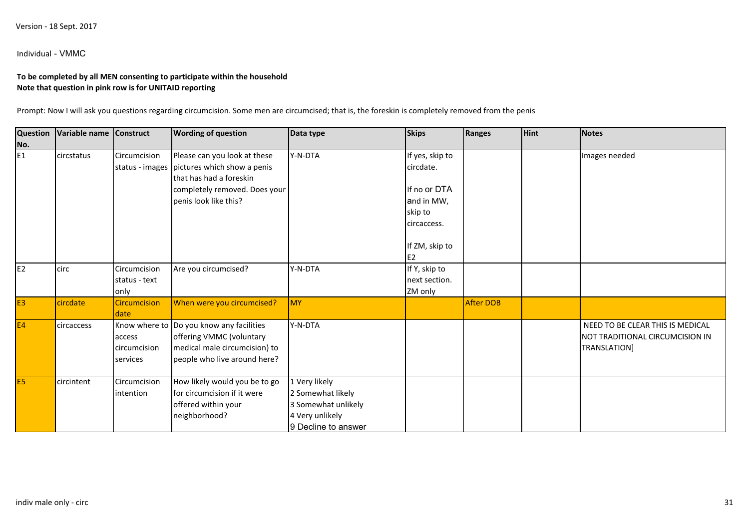Version - 18 Sept. 2017

Individual - VMMC

**To be completed by all MEN consenting to participate within the household**
**Note that question in pink row is for UNITAID reporting**

Prompt: Now I will ask you questions regarding circumcision. Some men are circumcised; that is, the foreskin is completely removed from the penis

| Question No. | Variable name | Construct | Wording of question | Data type | Skips | Ranges | Hint | Notes |
|---|---|---|---|---|---|---|---|---|
| E1 | circstatus | Circumcision status - images | Please can you look at these pictures which show a penis that has had a foreskin completely removed. Does your penis look like this? | Y-N-DTA | If yes, skip to circdate.<br><br>If no or DTA and in MW, skip to circaccess.<br><br>If ZM, skip to E2 | | | Images needed |
| E2 | circ | Circumcision status - text only | Are you circumcised? | Y-N-DTA | If Y, skip to next section. ZM only | | | |
| E3 | circdate | Circumcision date | When were you circumcised? | MY | | After DOB | | |
| E4 | circaccess | Know where to access circumcision services | Do you know any facilities offering VMMC (voluntary medical male circumcision) to people who live around here? | Y-N-DTA | | | | NEED TO BE CLEAR THIS IS MEDICAL NOT TRADITIONAL CIRCUMCISION IN TRANSLATION] |
| E5 | circintent | Circumcision intention | How likely would you be to go for circumcision if it were offered within your neighborhood? | 1 Very likely<br>2 Somewhat likely<br>3 Somewhat unlikely<br>4 Very unlikely<br>9 Decline to answer | | | | |

indiv male only - circ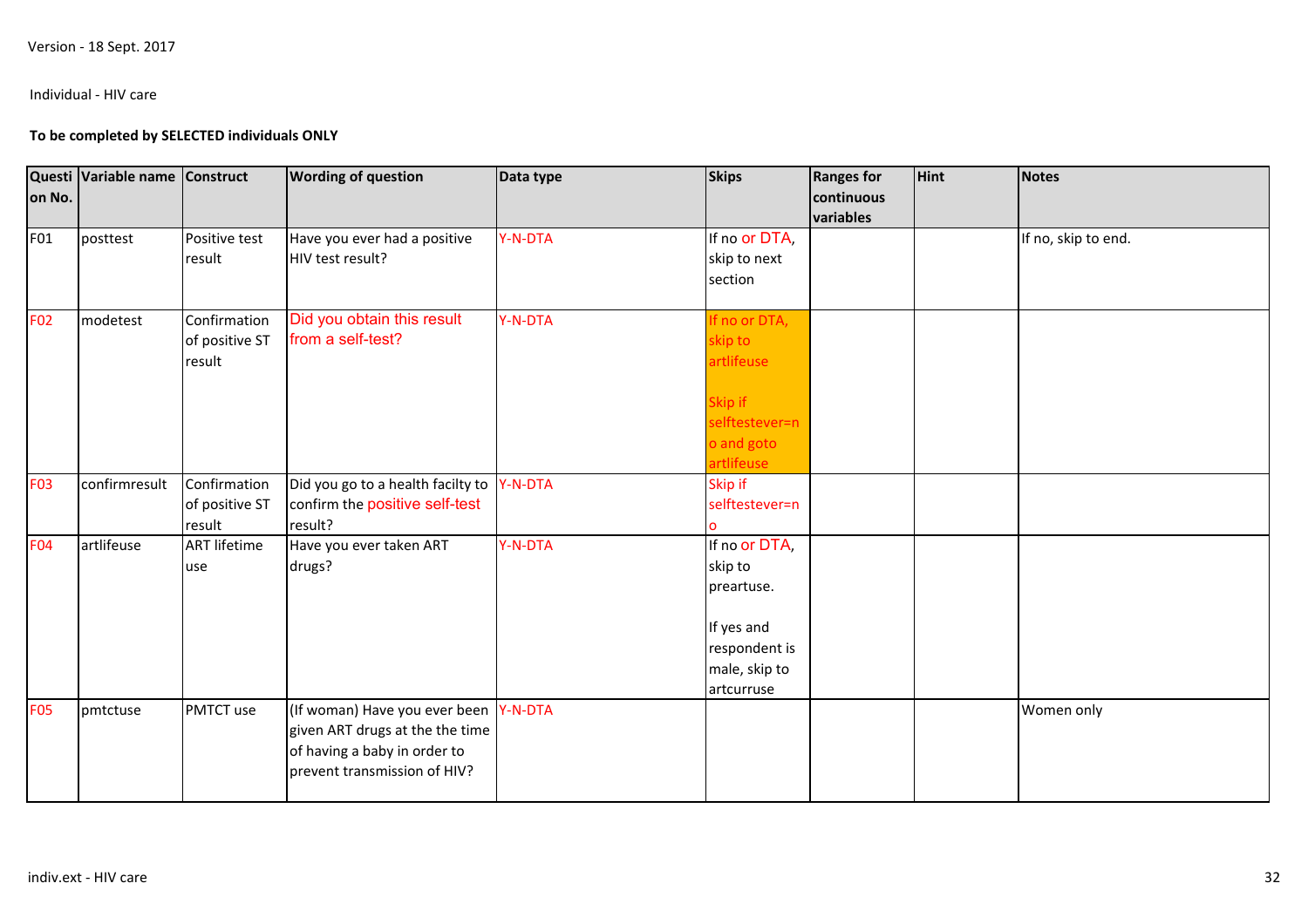Version - 18 Sept. 2017

Individual - HIV care

**To be completed by SELECTED individuals ONLY**

| Question No. | Variable name | Construct | Wording of question | Data type | Skips | Ranges for continuous variables | Hint | Notes |
|---|---|---|---|---|---|---|---|---|
| F01 | posttest | Positive test result | Have you ever had a positive HIV test result? | Y-N-DTA | If no or DTA, skip to next section | | | If no, skip to end. |
| F02 | modetest | Confirmation of positive ST result | Did you obtain this result from a self-test? | Y-N-DTA | If no or DTA, skip to artlifeuse<br><br>Skip if selftestever=no and goto artlifeuse | | | |
| F03 | confirmresult | Confirmation of positive ST result | Did you go to a health facilty to confirm the positive self-test result? | Y-N-DTA | Skip if selftestever=no | | | |
| F04 | artlifeuse | ART lifetime use | Have you ever taken ART drugs? | Y-N-DTA | If no or DTA, skip to preartuse.<br><br>If yes and respondent is male, skip to artcurruse | | | |
| F05 | pmtctuse | PMTCT use | (If woman) Have you ever been given ART drugs at the the time of having a baby in order to prevent transmission of HIV? | Y-N-DTA | | | | Women only |

indiv.ext - HIV care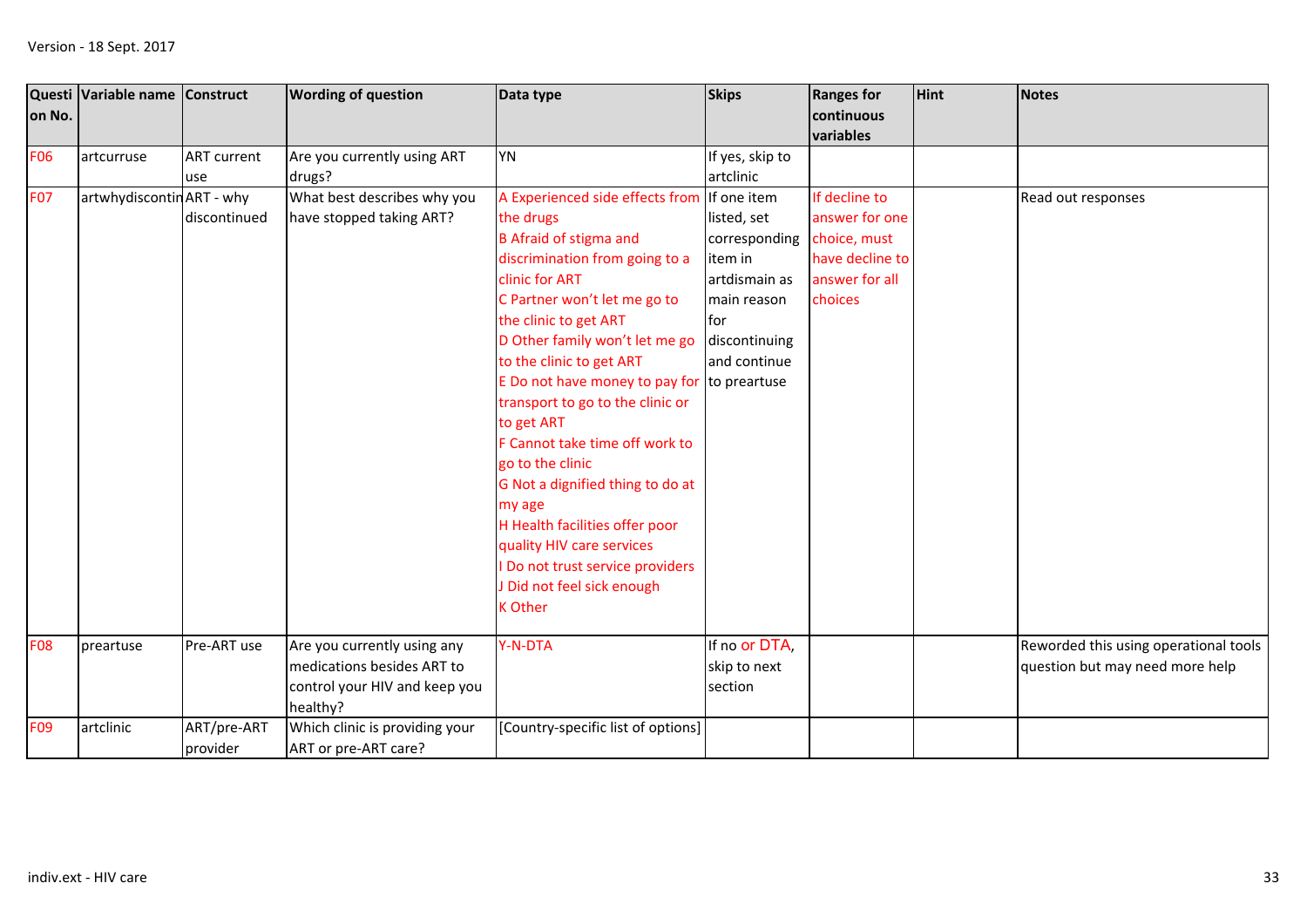| Question No. | Variable name | Construct | Wording of question | Data type | Skips | Ranges for continuous variables | Hint | Notes |
|---|---|---|---|---|---|---|---|---|
| F06 | artcurruse | ART current use | Are you currently using ART drugs? | YN | If yes, skip to artclinic | | | |
| F07 | artwhydiscontin | ART - why discontinued | What best describes why you have stopped taking ART? | A Experienced side effects from the drugs<br>B Afraid of stigma and discrimination from going to a clinic for ART<br>C Partner won't let me go to the clinic to get ART<br>D Other family won't let me go to the clinic to get ART<br>E Do not have money to pay for transport to go to the clinic or to get ART<br>F Cannot take time off work to go to the clinic<br>G Not a dignified thing to do at my age<br>H Health facilities offer poor quality HIV care services<br>I Do not trust service providers<br>J Did not feel sick enough<br>K Other | If one item listed, set corresponding item in artdismain as main reason for discontinuing and continue to preartuse | If decline to answer for one choice, must have decline to answer for all choices | | Read out responses |
| F08 | preartuse | Pre-ART use | Are you currently using any medications besides ART to control your HIV and keep you healthy? | Y-N-DTA | If no or DTA, skip to next section | | | Reworded this using operational tools question but may need more help |
| F09 | artclinic | ART/pre-ART provider | Which clinic is providing your ART or pre-ART care? | [Country-specific list of options] | | | | |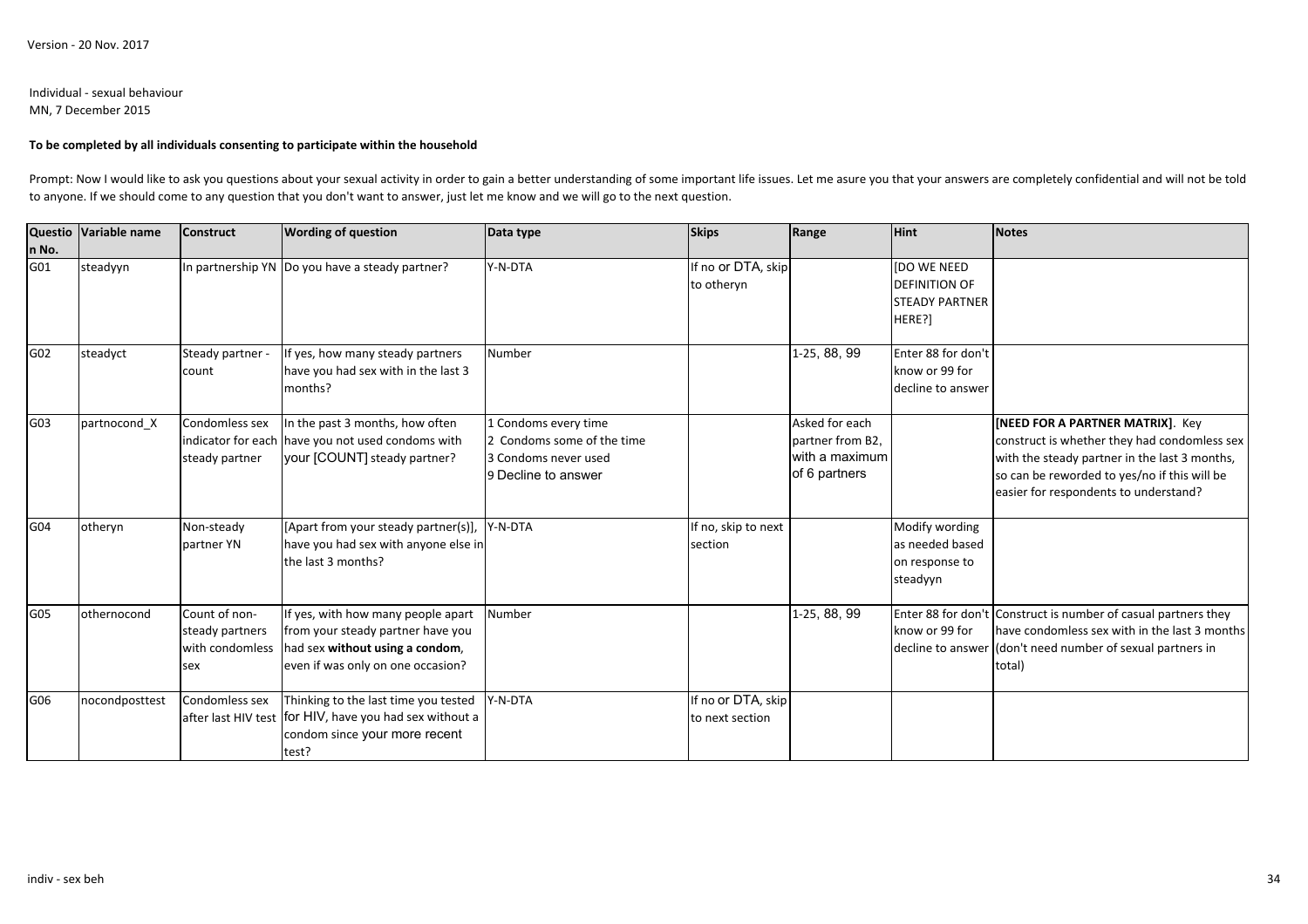Version - 20 Nov. 2017

Individual - sexual behaviour
MN, 7 December 2015

**To be completed by all individuals consenting to participate within the household**

Prompt: Now I would like to ask you questions about your sexual activity in order to gain a better understanding of some important life issues. Let me asure you that your answers are completely confidential and will not be told to anyone. If we should come to any question that you don't want to answer, just let me know and we will go to the next question.

| Question No. | Variable name | Construct | Wording of question | Data type | Skips | Range | Hint | Notes |
|---|---|---|---|---|---|---|---|---|
| G01 | steadyyn | In partnership YN | Do you have a steady partner? | Y-N-DTA | If no or DTA, skip to otheryn | | [DO WE NEED DEFINITION OF STEADY PARTNER HERE?] | |
| G02 | steadyct | Steady partner - count | If yes, how many steady partners have you had sex with in the last 3 months? | Number | | 1-25, 88, 99 | Enter 88 for don't know or 99 for decline to answer | |
| G03 | partnocond_X | Condomless sex indicator for each steady partner | In the past 3 months, how often have you not used condoms with your [COUNT] steady partner? | 1 Condoms every time<br>2 Condoms some of the time<br>3 Condoms never used<br>9 Decline to answer | | Asked for each partner from B2, with a maximum of 6 partners | | **[NEED FOR A PARTNER MATRIX]**. Key construct is whether they had condomless sex with the steady partner in the last 3 months, so can be reworded to yes/no if this will be easier for respondents to understand? |
| G04 | otheryn | Non-steady partner YN | [Apart from your steady partner(s)], have you had sex with anyone else in the last 3 months? | Y-N-DTA | If no, skip to next section | | Modify wording as needed based on response to steadyyn | |
| G05 | othernocond | Count of non-steady partners with condomless sex | If yes, with how many people apart from your steady partner have you had sex **without using a condom**, even if was only on one occasion? | Number | | 1-25, 88, 99 | Enter 88 for don't know or 99 for decline to answer | Construct is number of casual partners they have condomless sex with in the last 3 months (don't need number of sexual partners in total) |
| G06 | nocondposttest | Condomless sex after last HIV test | Thinking to the last time you tested for HIV, have you had sex without a condom since your more recent test? | Y-N-DTA | If no or DTA, skip to next section | | | |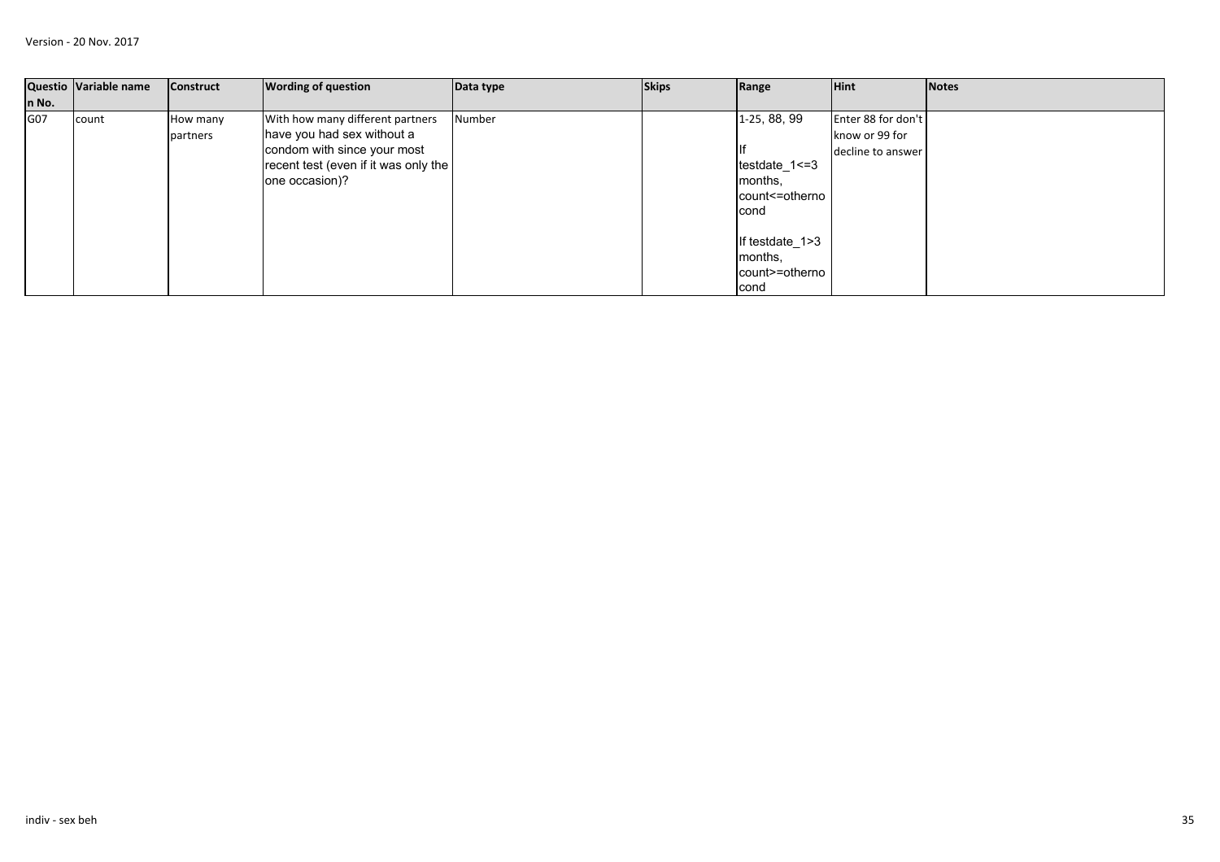Version - 20 Nov. 2017

| Question No. | Variable name | Construct | Wording of question | Data type | Skips | Range | Hint | Notes |
|---|---|---|---|---|---|---|---|---|
| G07 | count | How many partners | With how many different partners have you had sex without a condom with since your most recent test (even if it was only the one occasion)? | Number | | 1-25, 88, 99<br><br>If testdate_1<=3 months, count<=othernocond<br><br>If testdate_1>3 months, count>=othernocond | Enter 88 for don't know or 99 for decline to answer | |

indiv - sex beh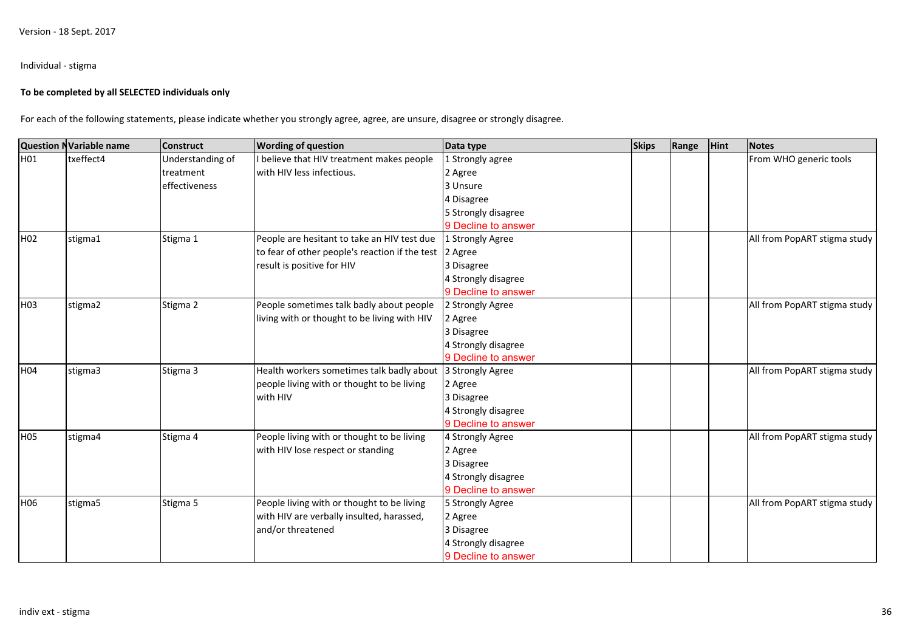Version - 18 Sept. 2017

Individual - stigma

**To be completed by all SELECTED individuals only**

For each of the following statements, please indicate whether you strongly agree, agree, are unsure, disagree or strongly disagree.

| Question N | Variable name | Construct | Wording of question | Data type | Skips | Range | Hint | Notes |
|---|---|---|---|---|---|---|---|---|
| H01 | txeffect4 | Understanding of treatment effectiveness | I believe that HIV treatment makes people with HIV less infectious. | 1 Strongly agree<br>2 Agree<br>3 Unsure<br>4 Disagree<br>5 Strongly disagree<br>9 Decline to answer | | | | From WHO generic tools |
| H02 | stigma1 | Stigma 1 | People are hesitant to take an HIV test due to fear of other people's reaction if the test result is positive for HIV | 1 Strongly Agree<br>2 Agree<br>3 Disagree<br>4 Strongly disagree<br>9 Decline to answer | | | | All from PopART stigma study |
| H03 | stigma2 | Stigma 2 | People sometimes talk badly about people living with or thought to be living with HIV | 2 Strongly Agree<br>2 Agree<br>3 Disagree<br>4 Strongly disagree<br>9 Decline to answer | | | | All from PopART stigma study |
| H04 | stigma3 | Stigma 3 | Health workers sometimes talk badly about people living with or thought to be living with HIV | 3 Strongly Agree<br>2 Agree<br>3 Disagree<br>4 Strongly disagree<br>9 Decline to answer | | | | All from PopART stigma study |
| H05 | stigma4 | Stigma 4 | People living with or thought to be living with HIV lose respect or standing | 4 Strongly Agree<br>2 Agree<br>3 Disagree<br>4 Strongly disagree<br>9 Decline to answer | | | | All from PopART stigma study |
| H06 | stigma5 | Stigma 5 | People living with or thought to be living with HIV are verbally insulted, harassed, and/or threatened | 5 Strongly Agree<br>2 Agree<br>3 Disagree<br>4 Strongly disagree<br>9 Decline to answer | | | | All from PopART stigma study |

indiv ext - stigma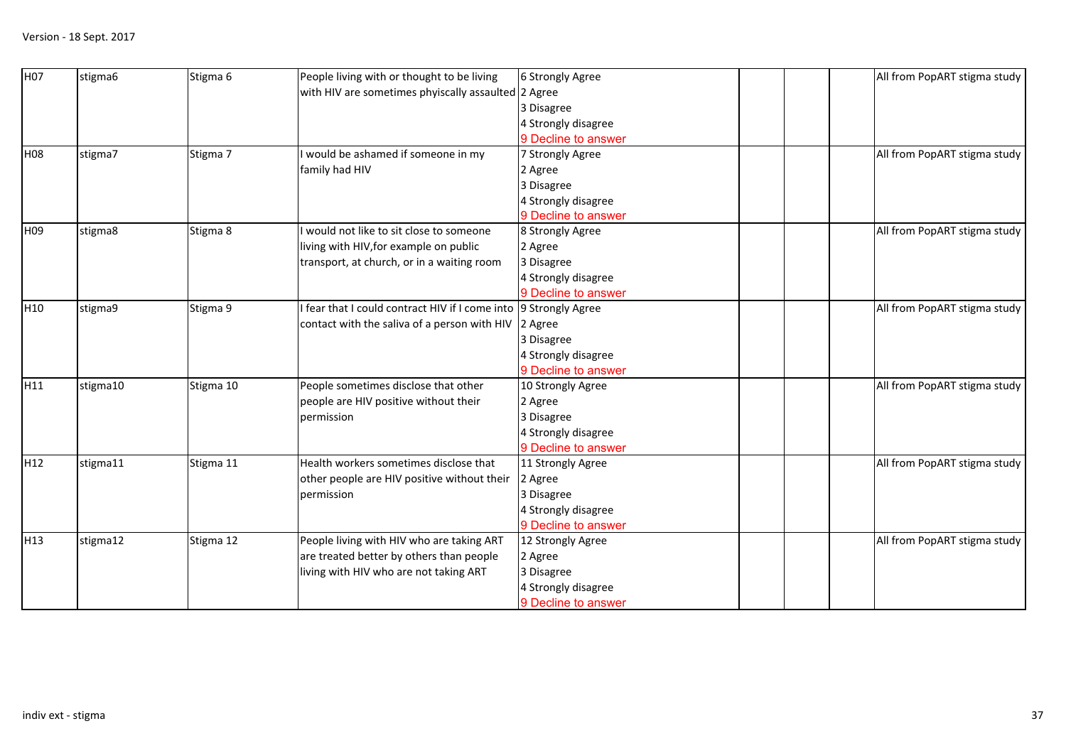| H07 | stigma6 | Stigma 6 | People living with or thought to be living with HIV are sometimes phyiscally assaulted | 6 Strongly Agree<br>2 Agree<br>3 Disagree<br>4 Strongly disagree<br>9 Decline to answer | | | | All from PopART stigma study |
|---|---|---|---|---|---|---|---|---|
| H08 | stigma7 | Stigma 7 | I would be ashamed if someone in my family had HIV | 7 Strongly Agree<br>2 Agree<br>3 Disagree<br>4 Strongly disagree<br>9 Decline to answer | | | | All from PopART stigma study |
| H09 | stigma8 | Stigma 8 | I would not like to sit close to someone living with HIV,for example on public transport, at church, or in a waiting room | 8 Strongly Agree<br>2 Agree<br>3 Disagree<br>4 Strongly disagree<br>9 Decline to answer | | | | All from PopART stigma study |
| H10 | stigma9 | Stigma 9 | I fear that I could contract HIV if I come into contact with the saliva of a person with HIV | 9 Strongly Agree<br>2 Agree<br>3 Disagree<br>4 Strongly disagree<br>9 Decline to answer | | | | All from PopART stigma study |
| H11 | stigma10 | Stigma 10 | People sometimes disclose that other people are HIV positive without their permission | 10 Strongly Agree<br>2 Agree<br>3 Disagree<br>4 Strongly disagree<br>9 Decline to answer | | | | All from PopART stigma study |
| H12 | stigma11 | Stigma 11 | Health workers sometimes disclose that other people are HIV positive without their permission | 11 Strongly Agree<br>2 Agree<br>3 Disagree<br>4 Strongly disagree<br>9 Decline to answer | | | | All from PopART stigma study |
| H13 | stigma12 | Stigma 12 | People living with HIV who are taking ART are treated better by others than people living with HIV who are not taking ART | 12 Strongly Agree<br>2 Agree<br>3 Disagree<br>4 Strongly disagree<br>9 Decline to answer | | | | All from PopART stigma study |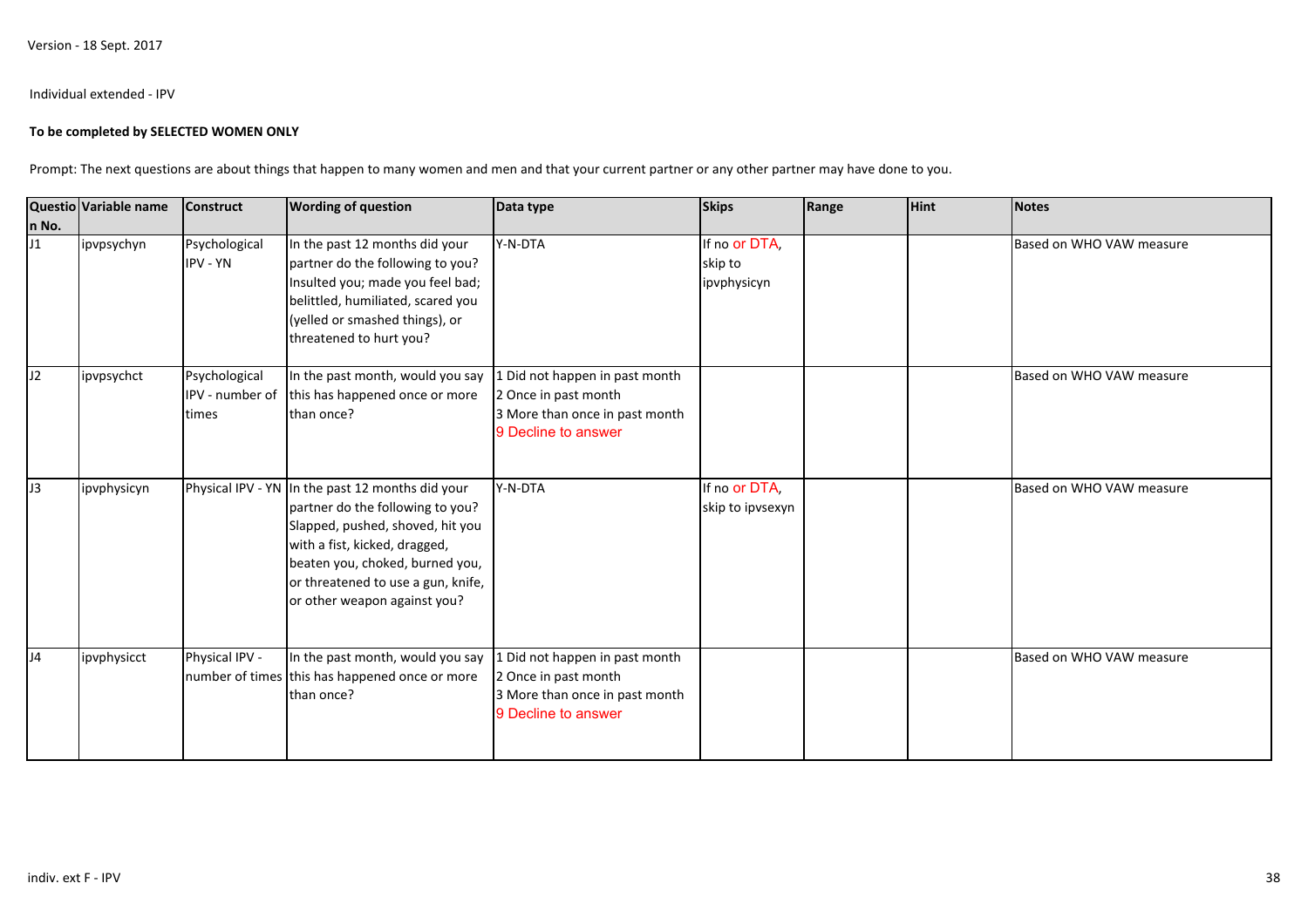Version - 18 Sept. 2017

Individual extended - IPV

**To be completed by SELECTED WOMEN ONLY**

Prompt: The next questions are about things that happen to many women and men and that your current partner or any other partner may have done to you.

| Question No. | Variable name | Construct | Wording of question | Data type | Skips | Range | Hint | Notes |
|---|---|---|---|---|---|---|---|---|
| J1 | ipvpsychyn | Psychological IPV - YN | In the past 12 months did your partner do the following to you? Insulted you; made you feel bad; belittled, humiliated, scared you (yelled or smashed things), or threatened to hurt you? | Y-N-DTA | If no or DTA, skip to ipvphysicyn | | | Based on WHO VAW measure |
| J2 | ipvpsychct | Psychological IPV - number of times | In the past month, would you say this has happened once or more than once? | 1 Did not happen in past month<br>2 Once in past month<br>3 More than once in past month<br>9 Decline to answer | | | | Based on WHO VAW measure |
| J3 | ipvphysicyn | Physical IPV - YN | In the past 12 months did your partner do the following to you? Slapped, pushed, shoved, hit you with a fist, kicked, dragged, beaten you, choked, burned you, or threatened to use a gun, knife, or other weapon against you? | Y-N-DTA | If no or DTA, skip to ipvsexyn | | | Based on WHO VAW measure |
| J4 | ipvphysicct | Physical IPV - number of times | In the past month, would you say this has happened once or more than once? | 1 Did not happen in past month<br>2 Once in past month<br>3 More than once in past month<br>9 Decline to answer | | | | Based on WHO VAW measure |

indiv. ext F - IPV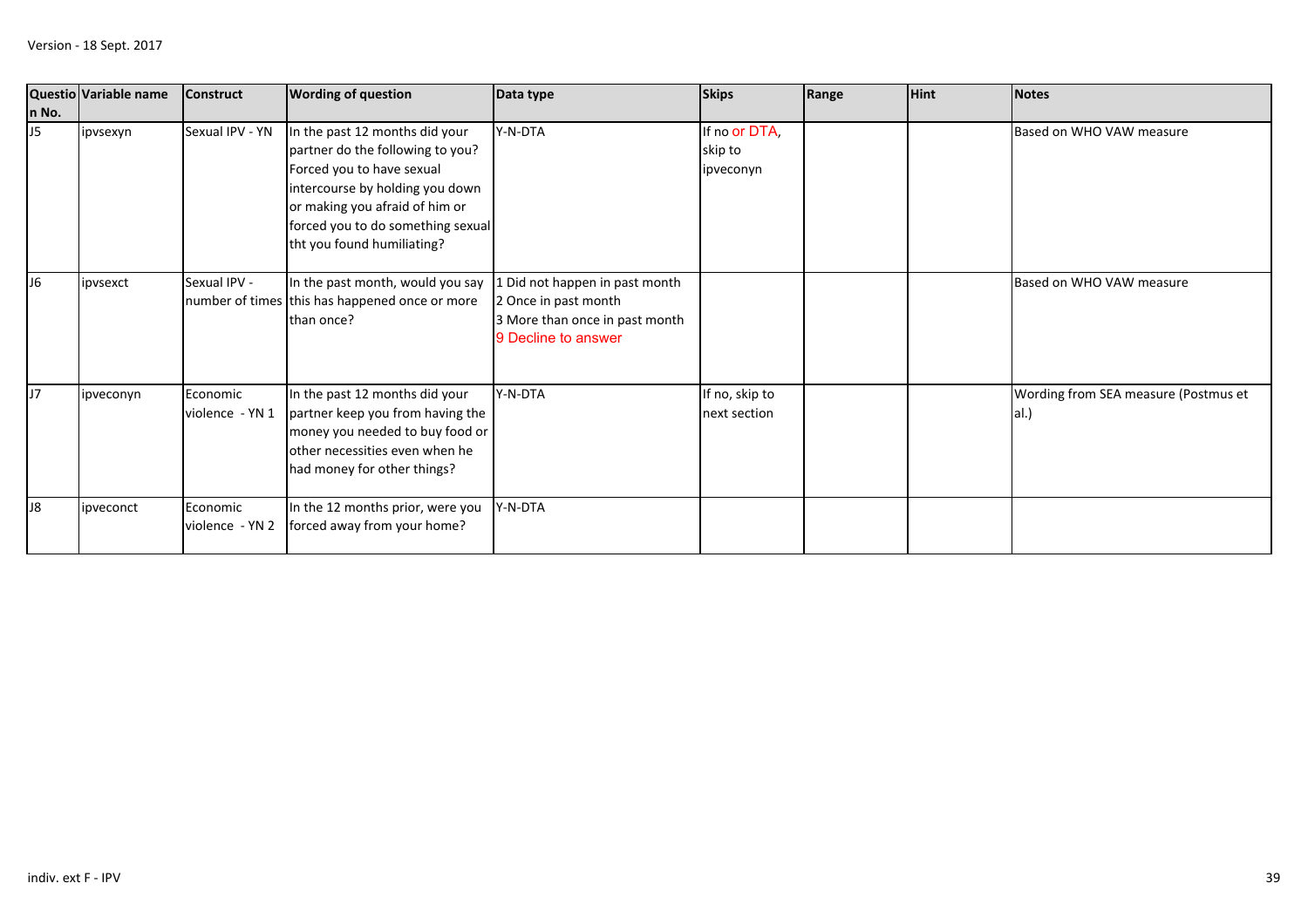| Question No. | Variable name | Construct | Wording of question | Data type | Skips | Range | Hint | Notes |
|---|---|---|---|---|---|---|---|---|
| J5 | ipvsexyn | Sexual IPV - YN | In the past 12 months did your partner do the following to you? Forced you to have sexual intercourse by holding you down or making you afraid of him or forced you to do something sexual tht you found humiliating? | Y-N-DTA | If no or DTA, skip to ipveconyn | | | Based on WHO VAW measure |
| J6 | ipvsexct | Sexual IPV - number of times | In the past month, would you say this has happened once or more than once? | 1 Did not happen in past month<br>2 Once in past month<br>3 More than once in past month<br>9 Decline to answer | | | | Based on WHO VAW measure |
| J7 | ipveconyn | Economic violence - YN 1 | In the past 12 months did your partner keep you from having the money you needed to buy food or other necessities even when he had money for other things? | Y-N-DTA | If no, skip to next section | | | Wording from SEA measure (Postmus et al.) |
| J8 | ipveconct | Economic violence - YN 2 | In the 12 months prior, were you forced away from your home? | Y-N-DTA | | | | |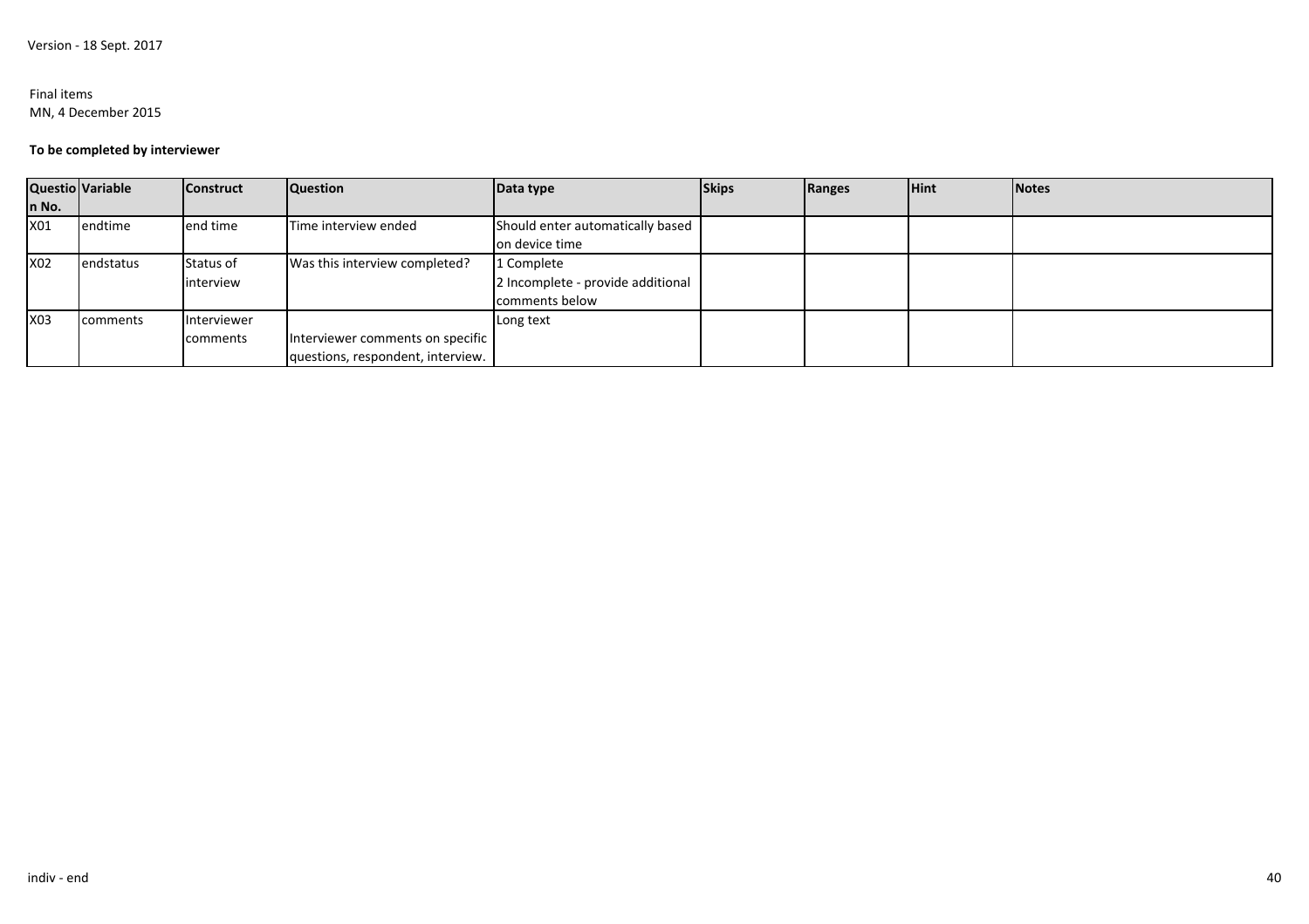Version - 18 Sept. 2017

Final items
MN, 4 December 2015

**To be completed by interviewer**

| Question No. | Variable | Construct | Question | Data type | Skips | Ranges | Hint | Notes |
|---|---|---|---|---|---|---|---|---|
| X01 | endtime | end time | Time interview ended | Should enter automatically based on device time | | | | |
| X02 | endstatus | Status of interview | Was this interview completed? | 1 Complete<br>2 Incomplete - provide additional comments below | | | | |
| X03 | comments | Interviewer comments | Interviewer comments on specific questions, respondent, interview. | Long text | | | | |

indiv - end